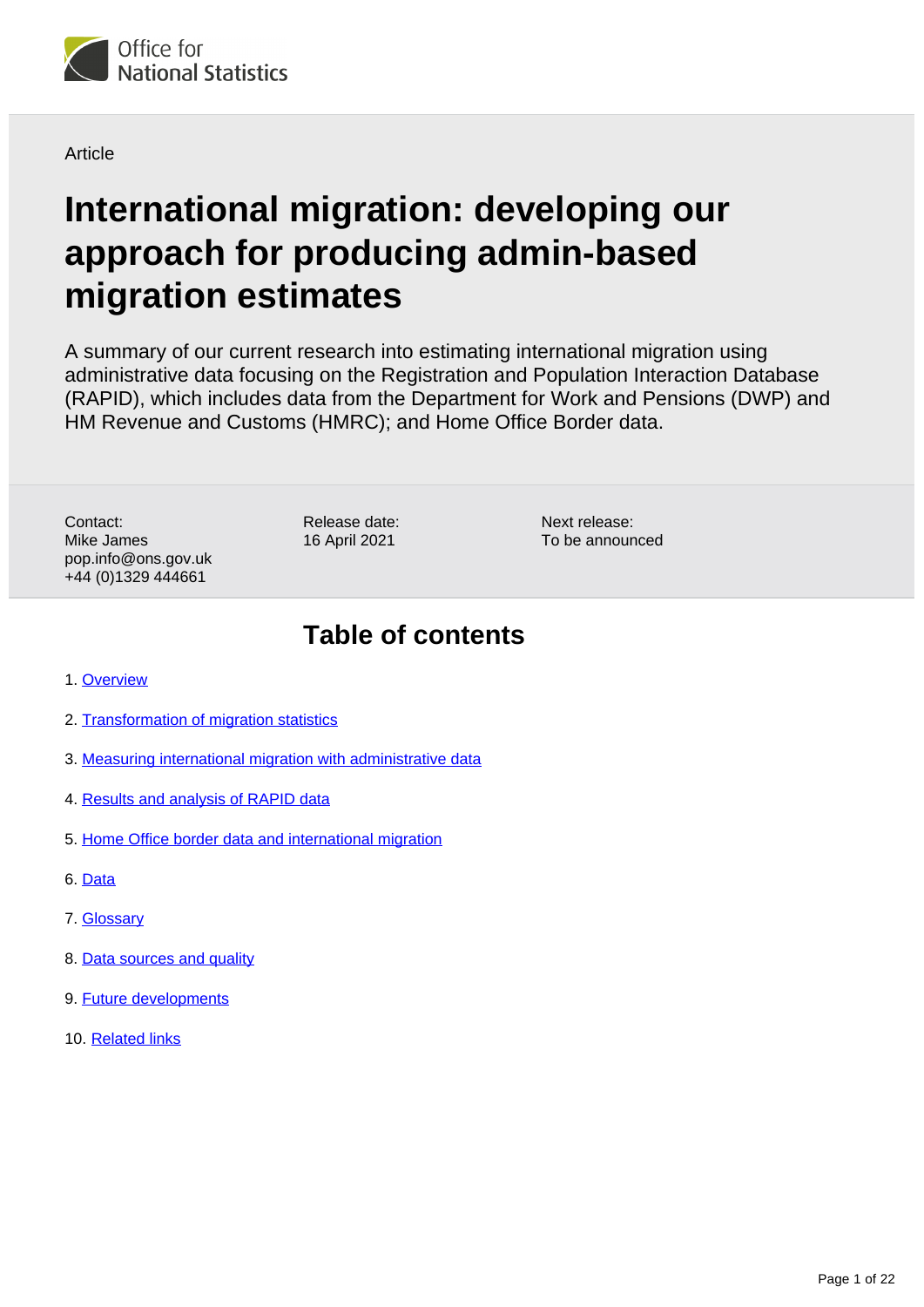Office for National Statistics

Article

# International migration: developing our approach for producing admin-based migration estimates

A summary of our current research into estimating international migration using administrative data focusing on the Registration and Population Interaction Database (RAPID), which includes data from the Department for Work and Pensions (DWP) and HM Revenue and Customs (HMRC); and Home Office Border data.

Contact:
Mike James
pop.info@ons.gov.uk
+44 (0)1329 444661

Release date:
16 April 2021

Next release:
To be announced

## Table of contents

1. Overview
2. Transformation of migration statistics
3. Measuring international migration with administrative data
4. Results and analysis of RAPID data
5. Home Office border data and international migration
6. Data
7. Glossary
8. Data sources and quality
9. Future developments
10. Related links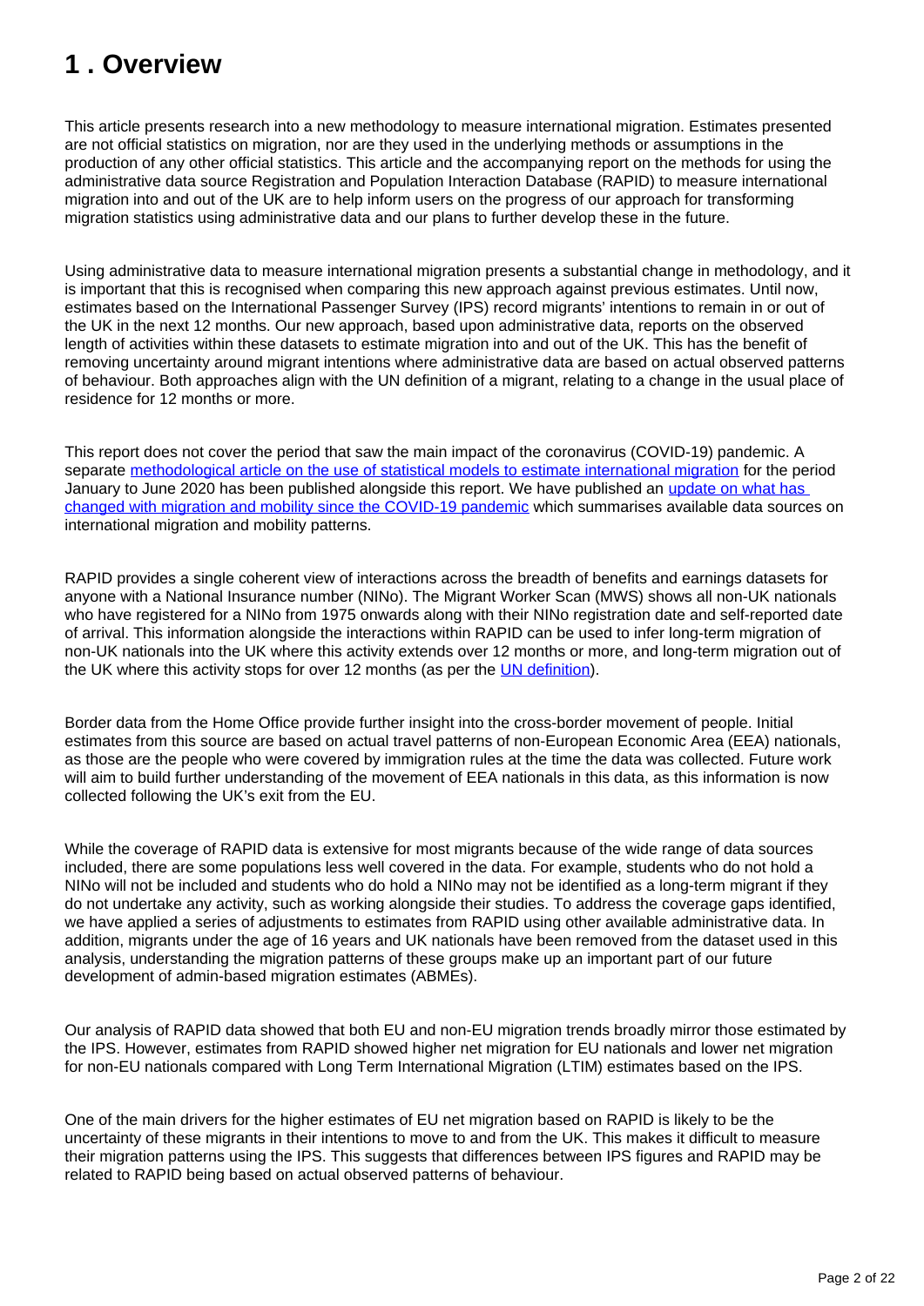# 1 . Overview

This article presents research into a new methodology to measure international migration. Estimates presented are not official statistics on migration, nor are they used in the underlying methods or assumptions in the production of any other official statistics. This article and the accompanying report on the methods for using the administrative data source Registration and Population Interaction Database (RAPID) to measure international migration into and out of the UK are to help inform users on the progress of our approach for transforming migration statistics using administrative data and our plans to further develop these in the future.

Using administrative data to measure international migration presents a substantial change in methodology, and it is important that this is recognised when comparing this new approach against previous estimates. Until now, estimates based on the International Passenger Survey (IPS) record migrants' intentions to remain in or out of the UK in the next 12 months. Our new approach, based upon administrative data, reports on the observed length of activities within these datasets to estimate migration into and out of the UK. This has the benefit of removing uncertainty around migrant intentions where administrative data are based on actual observed patterns of behaviour. Both approaches align with the UN definition of a migrant, relating to a change in the usual place of residence for 12 months or more.

This report does not cover the period that saw the main impact of the coronavirus (COVID-19) pandemic. A separate methodological article on the use of statistical models to estimate international migration for the period January to June 2020 has been published alongside this report. We have published an update on what has changed with migration and mobility since the COVID-19 pandemic which summarises available data sources on international migration and mobility patterns.

RAPID provides a single coherent view of interactions across the breadth of benefits and earnings datasets for anyone with a National Insurance number (NINo). The Migrant Worker Scan (MWS) shows all non-UK nationals who have registered for a NINo from 1975 onwards along with their NINo registration date and self-reported date of arrival. This information alongside the interactions within RAPID can be used to infer long-term migration of non-UK nationals into the UK where this activity extends over 12 months or more, and long-term migration out of the UK where this activity stops for over 12 months (as per the UN definition).

Border data from the Home Office provide further insight into the cross-border movement of people. Initial estimates from this source are based on actual travel patterns of non-European Economic Area (EEA) nationals, as those are the people who were covered by immigration rules at the time the data was collected. Future work will aim to build further understanding of the movement of EEA nationals in this data, as this information is now collected following the UK's exit from the EU.

While the coverage of RAPID data is extensive for most migrants because of the wide range of data sources included, there are some populations less well covered in the data. For example, students who do not hold a NINo will not be included and students who do hold a NINo may not be identified as a long-term migrant if they do not undertake any activity, such as working alongside their studies. To address the coverage gaps identified, we have applied a series of adjustments to estimates from RAPID using other available administrative data. In addition, migrants under the age of 16 years and UK nationals have been removed from the dataset used in this analysis, understanding the migration patterns of these groups make up an important part of our future development of admin-based migration estimates (ABMEs).

Our analysis of RAPID data showed that both EU and non-EU migration trends broadly mirror those estimated by the IPS. However, estimates from RAPID showed higher net migration for EU nationals and lower net migration for non-EU nationals compared with Long Term International Migration (LTIM) estimates based on the IPS.

One of the main drivers for the higher estimates of EU net migration based on RAPID is likely to be the uncertainty of these migrants in their intentions to move to and from the UK. This makes it difficult to measure their migration patterns using the IPS. This suggests that differences between IPS figures and RAPID may be related to RAPID being based on actual observed patterns of behaviour.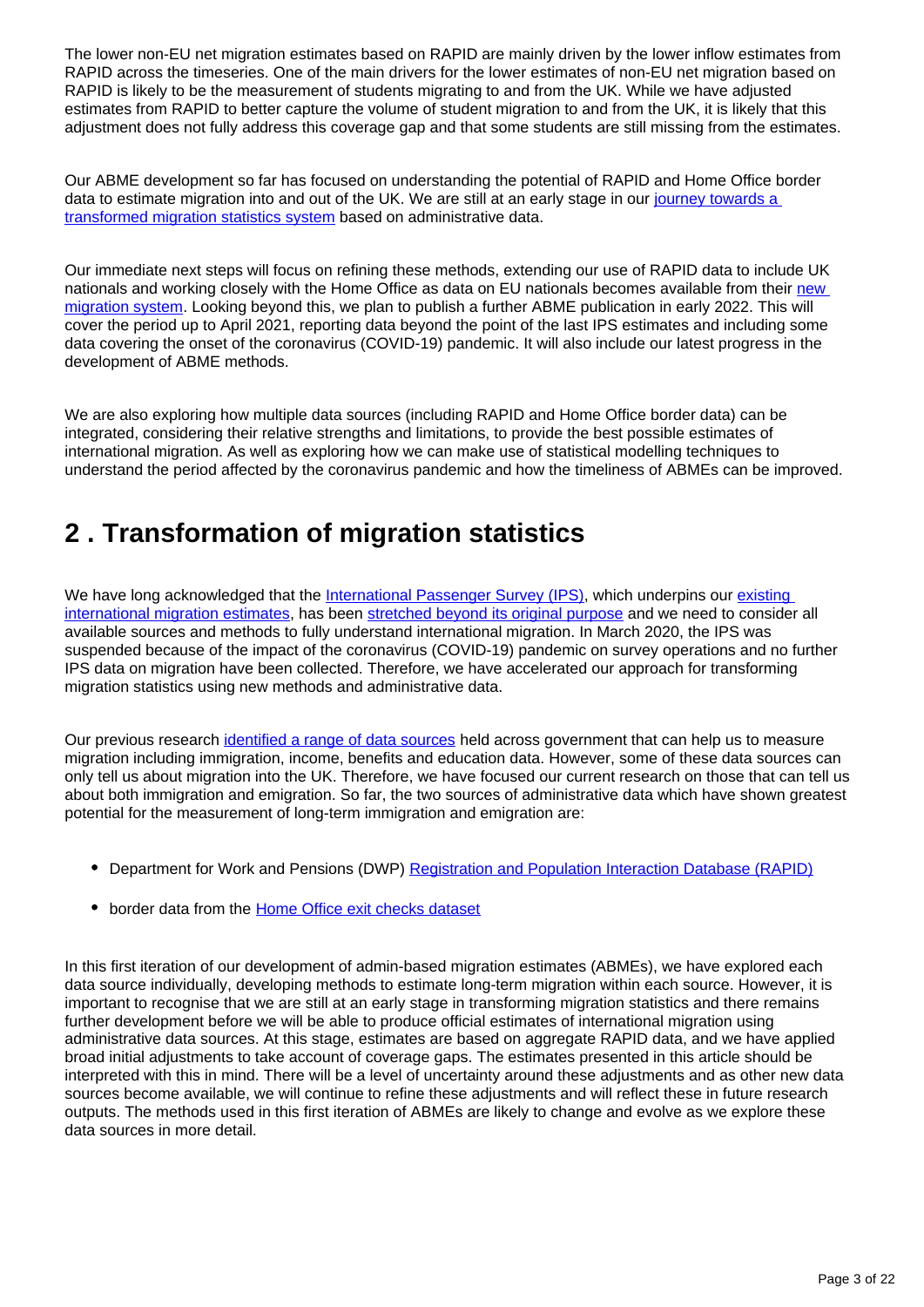The lower non-EU net migration estimates based on RAPID are mainly driven by the lower inflow estimates from RAPID across the timeseries. One of the main drivers for the lower estimates of non-EU net migration based on RAPID is likely to be the measurement of students migrating to and from the UK. While we have adjusted estimates from RAPID to better capture the volume of student migration to and from the UK, it is likely that this adjustment does not fully address this coverage gap and that some students are still missing from the estimates.

Our ABME development so far has focused on understanding the potential of RAPID and Home Office border data to estimate migration into and out of the UK. We are still at an early stage in our journey towards a transformed migration statistics system based on administrative data.

Our immediate next steps will focus on refining these methods, extending our use of RAPID data to include UK nationals and working closely with the Home Office as data on EU nationals becomes available from their new migration system. Looking beyond this, we plan to publish a further ABME publication in early 2022. This will cover the period up to April 2021, reporting data beyond the point of the last IPS estimates and including some data covering the onset of the coronavirus (COVID-19) pandemic. It will also include our latest progress in the development of ABME methods.

We are also exploring how multiple data sources (including RAPID and Home Office border data) can be integrated, considering their relative strengths and limitations, to provide the best possible estimates of international migration. As well as exploring how we can make use of statistical modelling techniques to understand the period affected by the coronavirus pandemic and how the timeliness of ABMEs can be improved.

## 2 . Transformation of migration statistics

We have long acknowledged that the International Passenger Survey (IPS), which underpins our existing international migration estimates, has been stretched beyond its original purpose and we need to consider all available sources and methods to fully understand international migration. In March 2020, the IPS was suspended because of the impact of the coronavirus (COVID-19) pandemic on survey operations and no further IPS data on migration have been collected. Therefore, we have accelerated our approach for transforming migration statistics using new methods and administrative data.

Our previous research identified a range of data sources held across government that can help us to measure migration including immigration, income, benefits and education data. However, some of these data sources can only tell us about migration into the UK. Therefore, we have focused our current research on those that can tell us about both immigration and emigration. So far, the two sources of administrative data which have shown greatest potential for the measurement of long-term immigration and emigration are:

- Department for Work and Pensions (DWP) Registration and Population Interaction Database (RAPID)
- border data from the Home Office exit checks dataset

In this first iteration of our development of admin-based migration estimates (ABMEs), we have explored each data source individually, developing methods to estimate long-term migration within each source. However, it is important to recognise that we are still at an early stage in transforming migration statistics and there remains further development before we will be able to produce official estimates of international migration using administrative data sources. At this stage, estimates are based on aggregate RAPID data, and we have applied broad initial adjustments to take account of coverage gaps. The estimates presented in this article should be interpreted with this in mind. There will be a level of uncertainty around these adjustments and as other new data sources become available, we will continue to refine these adjustments and will reflect these in future research outputs. The methods used in this first iteration of ABMEs are likely to change and evolve as we explore these data sources in more detail.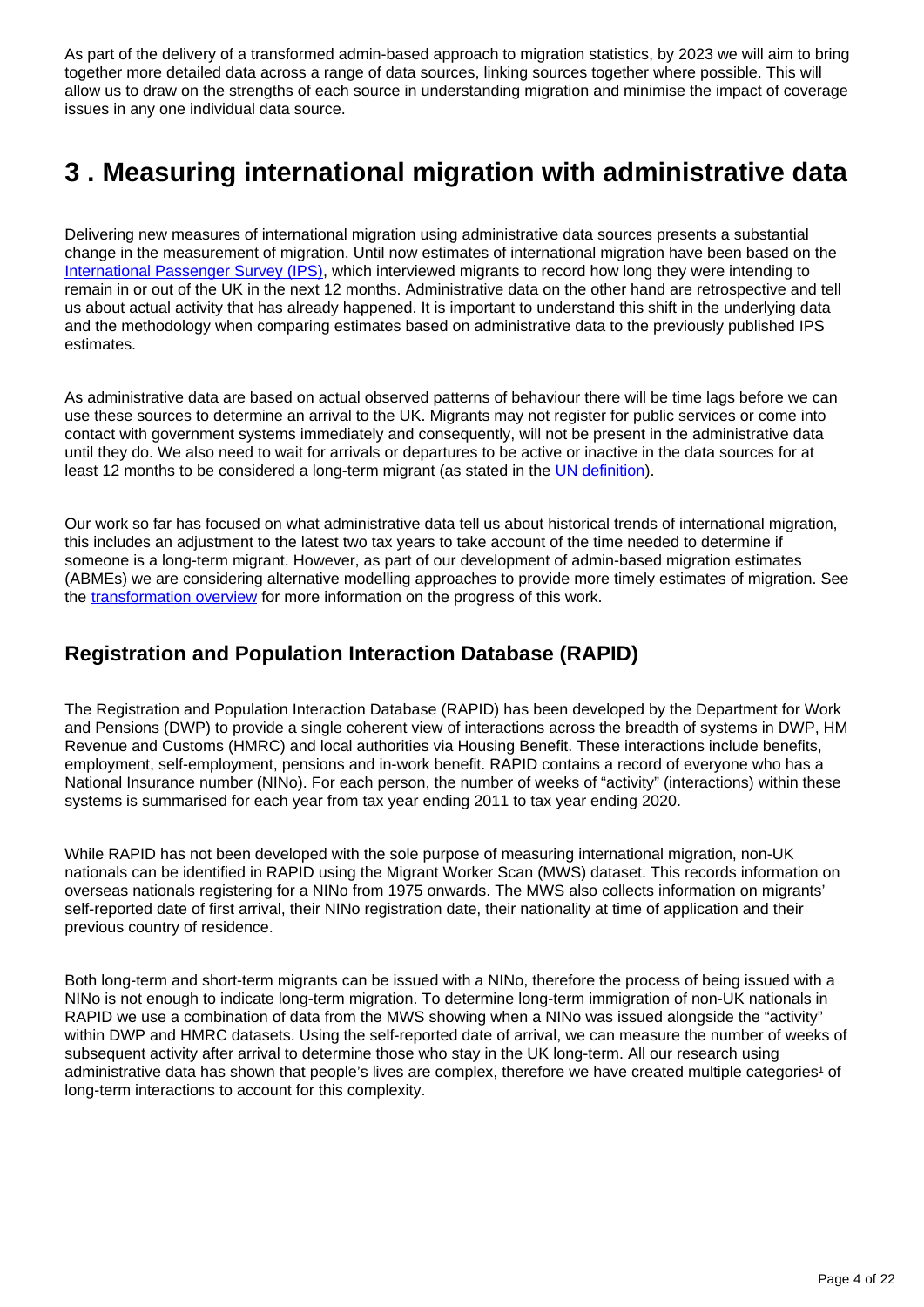As part of the delivery of a transformed admin-based approach to migration statistics, by 2023 we will aim to bring together more detailed data across a range of data sources, linking sources together where possible. This will allow us to draw on the strengths of each source in understanding migration and minimise the impact of coverage issues in any one individual data source.

# 3 . Measuring international migration with administrative data

Delivering new measures of international migration using administrative data sources presents a substantial change in the measurement of migration. Until now estimates of international migration have been based on the [International Passenger Survey (IPS)](), which interviewed migrants to record how long they were intending to remain in or out of the UK in the next 12 months. Administrative data on the other hand are retrospective and tell us about actual activity that has already happened. It is important to understand this shift in the underlying data and the methodology when comparing estimates based on administrative data to the previously published IPS estimates.

As administrative data are based on actual observed patterns of behaviour there will be time lags before we can use these sources to determine an arrival to the UK. Migrants may not register for public services or come into contact with government systems immediately and consequently, will not be present in the administrative data until they do. We also need to wait for arrivals or departures to be active or inactive in the data sources for at least 12 months to be considered a long-term migrant (as stated in the [UN definition]()).

Our work so far has focused on what administrative data tell us about historical trends of international migration, this includes an adjustment to the latest two tax years to take account of the time needed to determine if someone is a long-term migrant. However, as part of our development of admin-based migration estimates (ABMEs) we are considering alternative modelling approaches to provide more timely estimates of migration. See the [transformation overview]() for more information on the progress of this work.

## Registration and Population Interaction Database (RAPID)

The Registration and Population Interaction Database (RAPID) has been developed by the Department for Work and Pensions (DWP) to provide a single coherent view of interactions across the breadth of systems in DWP, HM Revenue and Customs (HMRC) and local authorities via Housing Benefit. These interactions include benefits, employment, self-employment, pensions and in-work benefit. RAPID contains a record of everyone who has a National Insurance number (NINo). For each person, the number of weeks of "activity" (interactions) within these systems is summarised for each year from tax year ending 2011 to tax year ending 2020.

While RAPID has not been developed with the sole purpose of measuring international migration, non-UK nationals can be identified in RAPID using the Migrant Worker Scan (MWS) dataset. This records information on overseas nationals registering for a NINo from 1975 onwards. The MWS also collects information on migrants' self-reported date of first arrival, their NINo registration date, their nationality at time of application and their previous country of residence.

Both long-term and short-term migrants can be issued with a NINo, therefore the process of being issued with a NINo is not enough to indicate long-term migration. To determine long-term immigration of non-UK nationals in RAPID we use a combination of data from the MWS showing when a NINo was issued alongside the "activity" within DWP and HMRC datasets. Using the self-reported date of arrival, we can measure the number of weeks of subsequent activity after arrival to determine those who stay in the UK long-term. All our research using administrative data has shown that people's lives are complex, therefore we have created multiple categories[1] of long-term interactions to account for this complexity.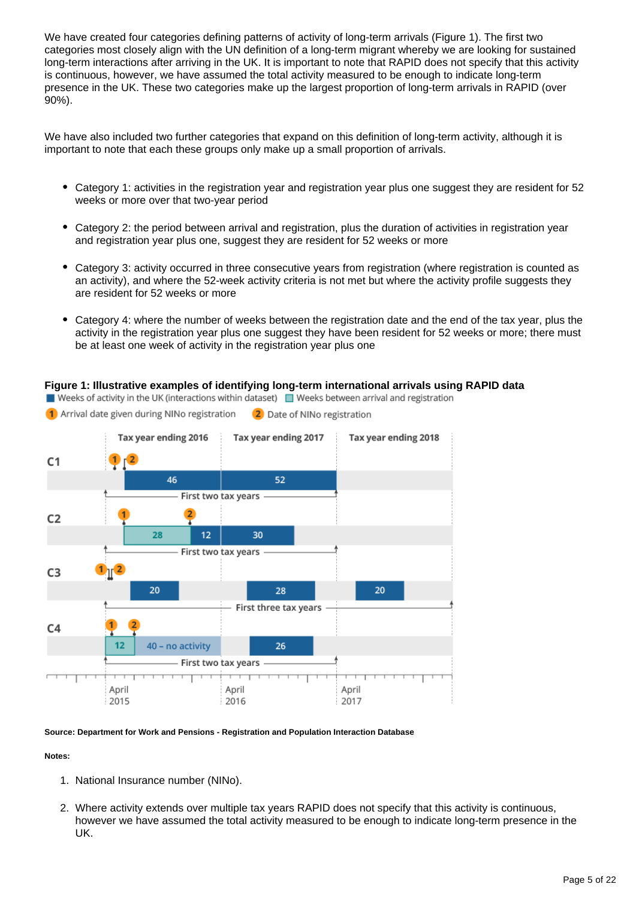We have created four categories defining patterns of activity of long-term arrivals (Figure 1). The first two categories most closely align with the UN definition of a long-term migrant whereby we are looking for sustained long-term interactions after arriving in the UK. It is important to note that RAPID does not specify that this activity is continuous, however, we have assumed the total activity measured to be enough to indicate long-term presence in the UK. These two categories make up the largest proportion of long-term arrivals in RAPID (over 90%).

We have also included two further categories that expand on this definition of long-term activity, although it is important to note that each these groups only make up a small proportion of arrivals.

- Category 1: activities in the registration year and registration year plus one suggest they are resident for 52 weeks or more over that two-year period
- Category 2: the period between arrival and registration, plus the duration of activities in registration year and registration year plus one, suggest they are resident for 52 weeks or more
- Category 3: activity occurred in three consecutive years from registration (where registration is counted as an activity), and where the 52-week activity criteria is not met but where the activity profile suggests they are resident for 52 weeks or more
- Category 4: where the number of weeks between the registration date and the end of the tax year, plus the activity in the registration year plus one suggest they have been resident for 52 weeks or more; there must be at least one week of activity in the registration year plus one

**Figure 1: Illustrative examples of identifying long-term international arrivals using RAPID data**

Weeks of activity in the UK (interactions within dataset) | Weeks between arrival and registration

1 Arrival date given during NINo registration | 2 Date of NINo registration

| | Tax year ending 2016 | Tax year ending 2017 | Tax year ending 2018 |
|---|---|---|---|
| C1 | 46 | 52 | |
| C2 | 28 (weeks between arrival and registration), 12 | 30 | |
| C3 | 20 | 28 | 20 |
| C4 | 12 (weeks between arrival and registration), 40 – no activity | 26 | |

C1, C2 and C4: First two tax years. C3: First three tax years.

April 2015 | April 2016 | April 2017

**Source: Department for Work and Pensions - Registration and Population Interaction Database**

**Notes:**

1. National Insurance number (NINo).
2. Where activity extends over multiple tax years RAPID does not specify that this activity is continuous, however we have assumed the total activity measured to be enough to indicate long-term presence in the UK.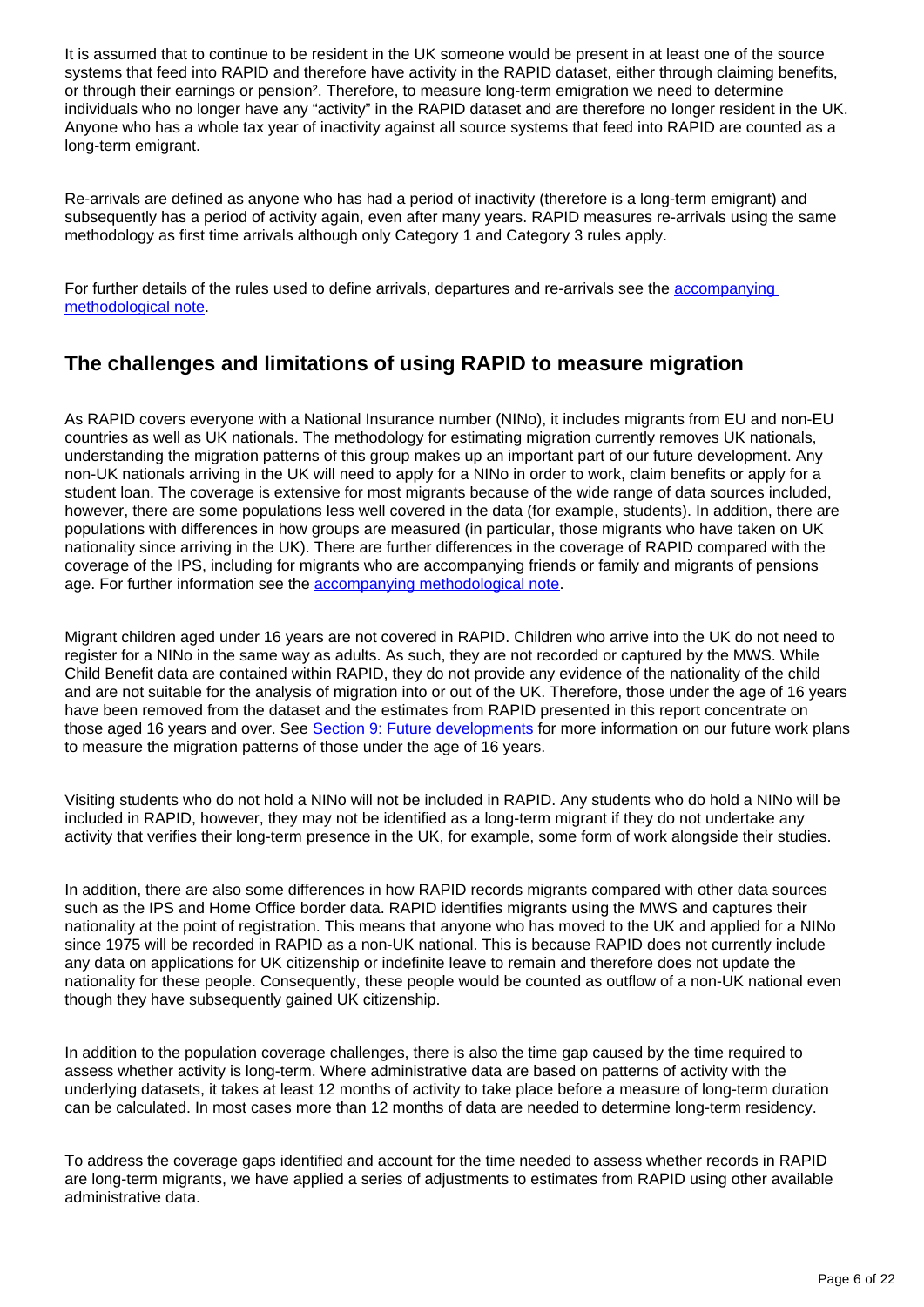It is assumed that to continue to be resident in the UK someone would be present in at least one of the source systems that feed into RAPID and therefore have activity in the RAPID dataset, either through claiming benefits, or through their earnings or pension[2]. Therefore, to measure long-term emigration we need to determine individuals who no longer have any "activity" in the RAPID dataset and are therefore no longer resident in the UK. Anyone who has a whole tax year of inactivity against all source systems that feed into RAPID are counted as a long-term emigrant.

Re-arrivals are defined as anyone who has had a period of inactivity (therefore is a long-term emigrant) and subsequently has a period of activity again, even after many years. RAPID measures re-arrivals using the same methodology as first time arrivals although only Category 1 and Category 3 rules apply.

For further details of the rules used to define arrivals, departures and re-arrivals see the accompanying methodological note.

## The challenges and limitations of using RAPID to measure migration

As RAPID covers everyone with a National Insurance number (NINo), it includes migrants from EU and non-EU countries as well as UK nationals. The methodology for estimating migration currently removes UK nationals, understanding the migration patterns of this group makes up an important part of our future development. Any non-UK nationals arriving in the UK will need to apply for a NINo in order to work, claim benefits or apply for a student loan. The coverage is extensive for most migrants because of the wide range of data sources included, however, there are some populations less well covered in the data (for example, students). In addition, there are populations with differences in how groups are measured (in particular, those migrants who have taken on UK nationality since arriving in the UK). There are further differences in the coverage of RAPID compared with the coverage of the IPS, including for migrants who are accompanying friends or family and migrants of pensions age. For further information see the accompanying methodological note.

Migrant children aged under 16 years are not covered in RAPID. Children who arrive into the UK do not need to register for a NINo in the same way as adults. As such, they are not recorded or captured by the MWS. While Child Benefit data are contained within RAPID, they do not provide any evidence of the nationality of the child and are not suitable for the analysis of migration into or out of the UK. Therefore, those under the age of 16 years have been removed from the dataset and the estimates from RAPID presented in this report concentrate on those aged 16 years and over. See Section 9: Future developments for more information on our future work plans to measure the migration patterns of those under the age of 16 years.

Visiting students who do not hold a NINo will not be included in RAPID. Any students who do hold a NINo will be included in RAPID, however, they may not be identified as a long-term migrant if they do not undertake any activity that verifies their long-term presence in the UK, for example, some form of work alongside their studies.

In addition, there are also some differences in how RAPID records migrants compared with other data sources such as the IPS and Home Office border data. RAPID identifies migrants using the MWS and captures their nationality at the point of registration. This means that anyone who has moved to the UK and applied for a NINo since 1975 will be recorded in RAPID as a non-UK national. This is because RAPID does not currently include any data on applications for UK citizenship or indefinite leave to remain and therefore does not update the nationality for these people. Consequently, these people would be counted as outflow of a non-UK national even though they have subsequently gained UK citizenship.

In addition to the population coverage challenges, there is also the time gap caused by the time required to assess whether activity is long-term. Where administrative data are based on patterns of activity with the underlying datasets, it takes at least 12 months of activity to take place before a measure of long-term duration can be calculated. In most cases more than 12 months of data are needed to determine long-term residency.

To address the coverage gaps identified and account for the time needed to assess whether records in RAPID are long-term migrants, we have applied a series of adjustments to estimates from RAPID using other available administrative data.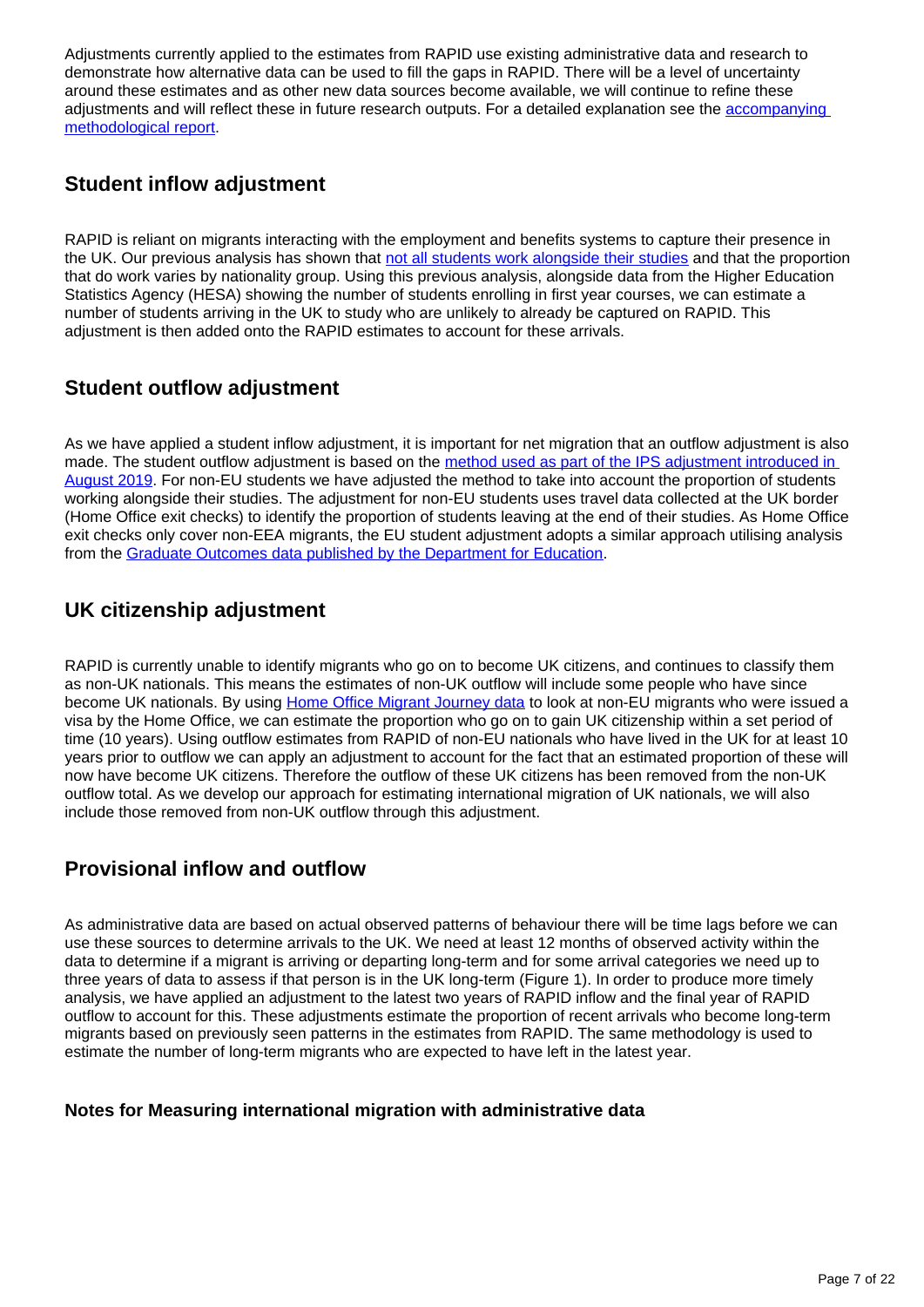Adjustments currently applied to the estimates from RAPID use existing administrative data and research to demonstrate how alternative data can be used to fill the gaps in RAPID. There will be a level of uncertainty around these estimates and as other new data sources become available, we will continue to refine these adjustments and will reflect these in future research outputs. For a detailed explanation see the accompanying methodological report.

## Student inflow adjustment

RAPID is reliant on migrants interacting with the employment and benefits systems to capture their presence in the UK. Our previous analysis has shown that not all students work alongside their studies and that the proportion that do work varies by nationality group. Using this previous analysis, alongside data from the Higher Education Statistics Agency (HESA) showing the number of students enrolling in first year courses, we can estimate a number of students arriving in the UK to study who are unlikely to already be captured on RAPID. This adjustment is then added onto the RAPID estimates to account for these arrivals.

## Student outflow adjustment

As we have applied a student inflow adjustment, it is important for net migration that an outflow adjustment is also made. The student outflow adjustment is based on the method used as part of the IPS adjustment introduced in August 2019. For non-EU students we have adjusted the method to take into account the proportion of students working alongside their studies. The adjustment for non-EU students uses travel data collected at the UK border (Home Office exit checks) to identify the proportion of students leaving at the end of their studies. As Home Office exit checks only cover non-EEA migrants, the EU student adjustment adopts a similar approach utilising analysis from the Graduate Outcomes data published by the Department for Education.

## UK citizenship adjustment

RAPID is currently unable to identify migrants who go on to become UK citizens, and continues to classify them as non-UK nationals. This means the estimates of non-UK outflow will include some people who have since become UK nationals. By using Home Office Migrant Journey data to look at non-EU migrants who were issued a visa by the Home Office, we can estimate the proportion who go on to gain UK citizenship within a set period of time (10 years). Using outflow estimates from RAPID of non-EU nationals who have lived in the UK for at least 10 years prior to outflow we can apply an adjustment to account for the fact that an estimated proportion of these will now have become UK citizens. Therefore the outflow of these UK citizens has been removed from the non-UK outflow total. As we develop our approach for estimating international migration of UK nationals, we will also include those removed from non-UK outflow through this adjustment.

## Provisional inflow and outflow

As administrative data are based on actual observed patterns of behaviour there will be time lags before we can use these sources to determine arrivals to the UK. We need at least 12 months of observed activity within the data to determine if a migrant is arriving or departing long-term and for some arrival categories we need up to three years of data to assess if that person is in the UK long-term (Figure 1). In order to produce more timely analysis, we have applied an adjustment to the latest two years of RAPID inflow and the final year of RAPID outflow to account for this. These adjustments estimate the proportion of recent arrivals who become long-term migrants based on previously seen patterns in the estimates from RAPID. The same methodology is used to estimate the number of long-term migrants who are expected to have left in the latest year.

### Notes for Measuring international migration with administrative data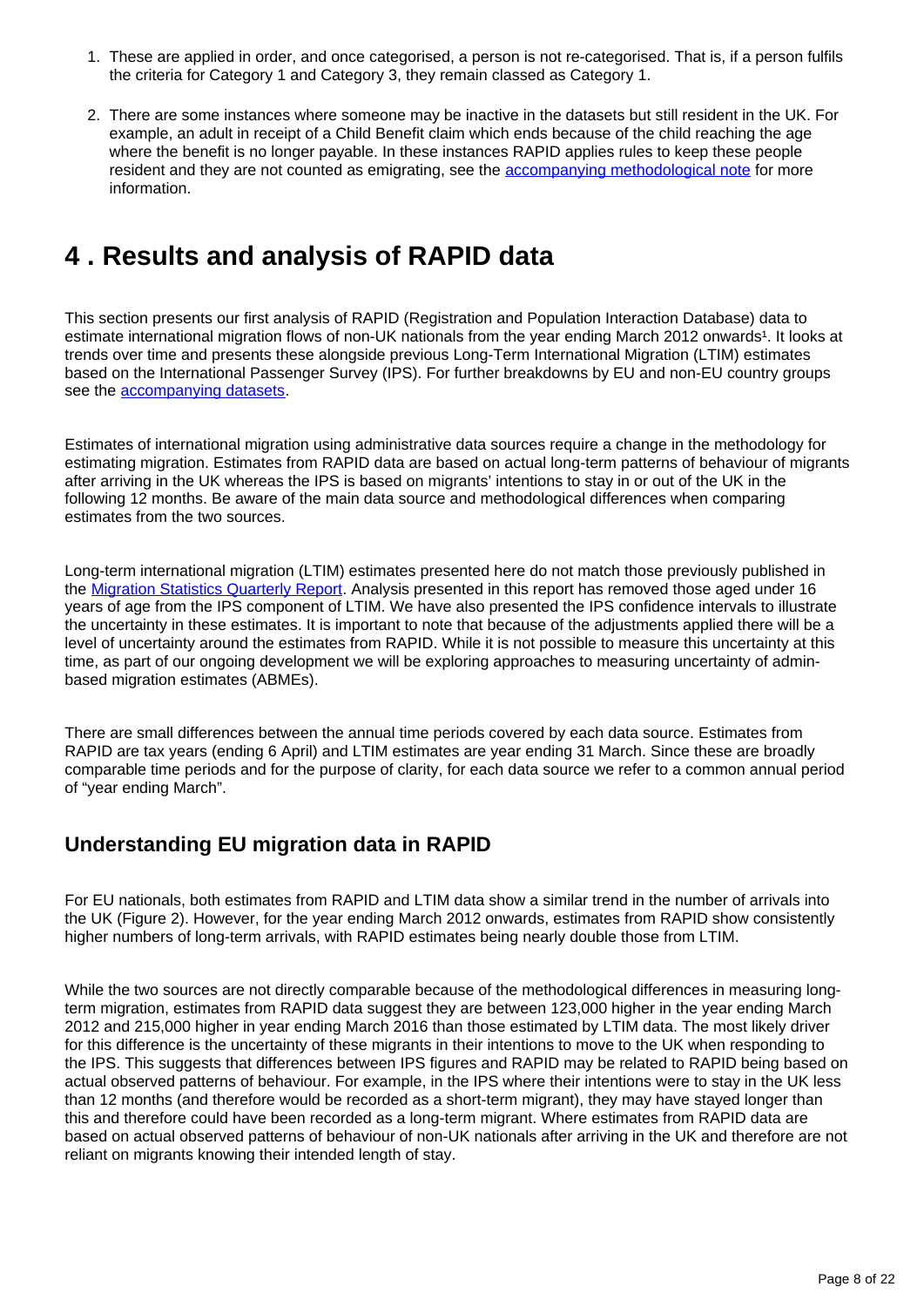1. These are applied in order, and once categorised, a person is not re-categorised. That is, if a person fulfils the criteria for Category 1 and Category 3, they remain classed as Category 1.

2. There are some instances where someone may be inactive in the datasets but still resident in the UK. For example, an adult in receipt of a Child Benefit claim which ends because of the child reaching the age where the benefit is no longer payable. In these instances RAPID applies rules to keep these people resident and they are not counted as emigrating, see the accompanying methodological note for more information.

# 4 . Results and analysis of RAPID data

This section presents our first analysis of RAPID (Registration and Population Interaction Database) data to estimate international migration flows of non-UK nationals from the year ending March 2012 onwards[1]. It looks at trends over time and presents these alongside previous Long-Term International Migration (LTIM) estimates based on the International Passenger Survey (IPS). For further breakdowns by EU and non-EU country groups see the accompanying datasets.

Estimates of international migration using administrative data sources require a change in the methodology for estimating migration. Estimates from RAPID data are based on actual long-term patterns of behaviour of migrants after arriving in the UK whereas the IPS is based on migrants' intentions to stay in or out of the UK in the following 12 months. Be aware of the main data source and methodological differences when comparing estimates from the two sources.

Long-term international migration (LTIM) estimates presented here do not match those previously published in the Migration Statistics Quarterly Report. Analysis presented in this report has removed those aged under 16 years of age from the IPS component of LTIM. We have also presented the IPS confidence intervals to illustrate the uncertainty in these estimates. It is important to note that because of the adjustments applied there will be a level of uncertainty around the estimates from RAPID. While it is not possible to measure this uncertainty at this time, as part of our ongoing development we will be exploring approaches to measuring uncertainty of admin-based migration estimates (ABMEs).

There are small differences between the annual time periods covered by each data source. Estimates from RAPID are tax years (ending 6 April) and LTIM estimates are year ending 31 March. Since these are broadly comparable time periods and for the purpose of clarity, for each data source we refer to a common annual period of "year ending March".

## Understanding EU migration data in RAPID

For EU nationals, both estimates from RAPID and LTIM data show a similar trend in the number of arrivals into the UK (Figure 2). However, for the year ending March 2012 onwards, estimates from RAPID show consistently higher numbers of long-term arrivals, with RAPID estimates being nearly double those from LTIM.

While the two sources are not directly comparable because of the methodological differences in measuring long-term migration, estimates from RAPID data suggest they are between 123,000 higher in the year ending March 2012 and 215,000 higher in year ending March 2016 than those estimated by LTIM data. The most likely driver for this difference is the uncertainty of these migrants in their intentions to move to the UK when responding to the IPS. This suggests that differences between IPS figures and RAPID may be related to RAPID being based on actual observed patterns of behaviour. For example, in the IPS where their intentions were to stay in the UK less than 12 months (and therefore would be recorded as a short-term migrant), they may have stayed longer than this and therefore could have been recorded as a long-term migrant. Where estimates from RAPID data are based on actual observed patterns of behaviour of non-UK nationals after arriving in the UK and therefore are not reliant on migrants knowing their intended length of stay.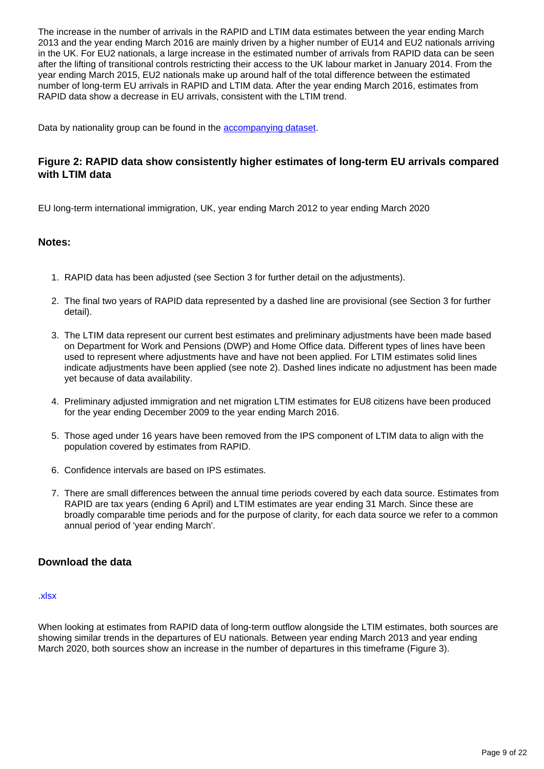The increase in the number of arrivals in the RAPID and LTIM data estimates between the year ending March 2013 and the year ending March 2016 are mainly driven by a higher number of EU14 and EU2 nationals arriving in the UK. For EU2 nationals, a large increase in the estimated number of arrivals from RAPID data can be seen after the lifting of transitional controls restricting their access to the UK labour market in January 2014. From the year ending March 2015, EU2 nationals make up around half of the total difference between the estimated number of long-term EU arrivals in RAPID and LTIM data. After the year ending March 2016, estimates from RAPID data show a decrease in EU arrivals, consistent with the LTIM trend.

Data by nationality group can be found in the [accompanying dataset](accompanying dataset).

### Figure 2: RAPID data show consistently higher estimates of long-term EU arrivals compared with LTIM data

EU long-term international immigration, UK, year ending March 2012 to year ending March 2020

#### Notes:

1. RAPID data has been adjusted (see Section 3 for further detail on the adjustments).
2. The final two years of RAPID data represented by a dashed line are provisional (see Section 3 for further detail).
3. The LTIM data represent our current best estimates and preliminary adjustments have been made based on Department for Work and Pensions (DWP) and Home Office data. Different types of lines have been used to represent where adjustments have and have not been applied. For LTIM estimates solid lines indicate adjustments have been applied (see note 2). Dashed lines indicate no adjustment has been made yet because of data availability.
4. Preliminary adjusted immigration and net migration LTIM estimates for EU8 citizens have been produced for the year ending December 2009 to the year ending March 2016.
5. Those aged under 16 years have been removed from the IPS component of LTIM data to align with the population covered by estimates from RAPID.
6. Confidence intervals are based on IPS estimates.
7. There are small differences between the annual time periods covered by each data source. Estimates from RAPID are tax years (ending 6 April) and LTIM estimates are year ending 31 March. Since these are broadly comparable time periods and for the purpose of clarity, for each data source we refer to a common annual period of 'year ending March'.

### Download the data

.xlsx

When looking at estimates from RAPID data of long-term outflow alongside the LTIM estimates, both sources are showing similar trends in the departures of EU nationals. Between year ending March 2013 and year ending March 2020, both sources show an increase in the number of departures in this timeframe (Figure 3).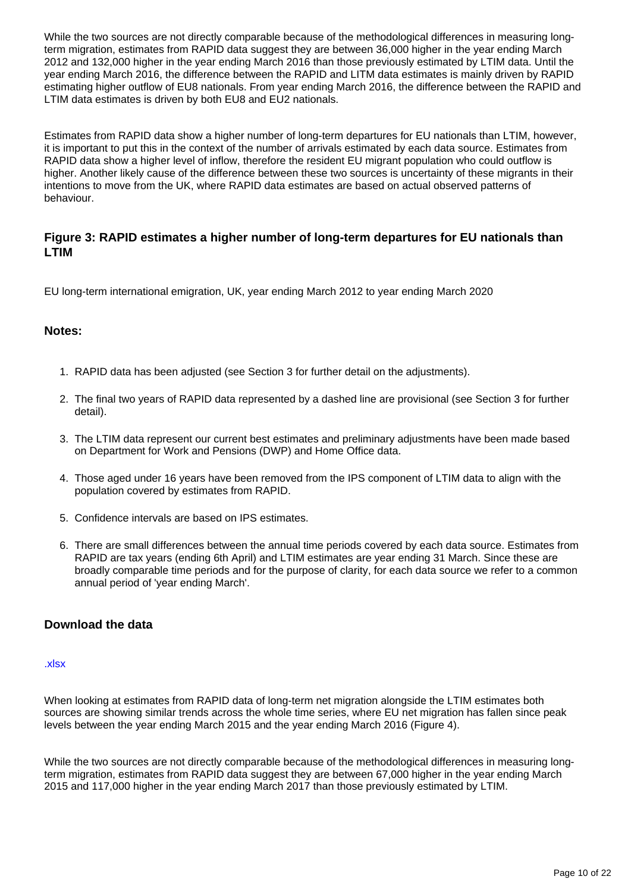While the two sources are not directly comparable because of the methodological differences in measuring long-term migration, estimates from RAPID data suggest they are between 36,000 higher in the year ending March 2012 and 132,000 higher in the year ending March 2016 than those previously estimated by LTIM data. Until the year ending March 2016, the difference between the RAPID and LITM data estimates is mainly driven by RAPID estimating higher outflow of EU8 nationals. From year ending March 2016, the difference between the RAPID and LTIM data estimates is driven by both EU8 and EU2 nationals.

Estimates from RAPID data show a higher number of long-term departures for EU nationals than LTIM, however, it is important to put this in the context of the number of arrivals estimated by each data source. Estimates from RAPID data show a higher level of inflow, therefore the resident EU migrant population who could outflow is higher. Another likely cause of the difference between these two sources is uncertainty of these migrants in their intentions to move from the UK, where RAPID data estimates are based on actual observed patterns of behaviour.

### Figure 3: RAPID estimates a higher number of long-term departures for EU nationals than LTIM

EU long-term international emigration, UK, year ending March 2012 to year ending March 2020

#### Notes:

1. RAPID data has been adjusted (see Section 3 for further detail on the adjustments).
2. The final two years of RAPID data represented by a dashed line are provisional (see Section 3 for further detail).
3. The LTIM data represent our current best estimates and preliminary adjustments have been made based on Department for Work and Pensions (DWP) and Home Office data.
4. Those aged under 16 years have been removed from the IPS component of LTIM data to align with the population covered by estimates from RAPID.
5. Confidence intervals are based on IPS estimates.
6. There are small differences between the annual time periods covered by each data source. Estimates from RAPID are tax years (ending 6th April) and LTIM estimates are year ending 31 March. Since these are broadly comparable time periods and for the purpose of clarity, for each data source we refer to a common annual period of 'year ending March'.

### Download the data

.xlsx

When looking at estimates from RAPID data of long-term net migration alongside the LTIM estimates both sources are showing similar trends across the whole time series, where EU net migration has fallen since peak levels between the year ending March 2015 and the year ending March 2016 (Figure 4).

While the two sources are not directly comparable because of the methodological differences in measuring long-term migration, estimates from RAPID data suggest they are between 67,000 higher in the year ending March 2015 and 117,000 higher in the year ending March 2017 than those previously estimated by LTIM.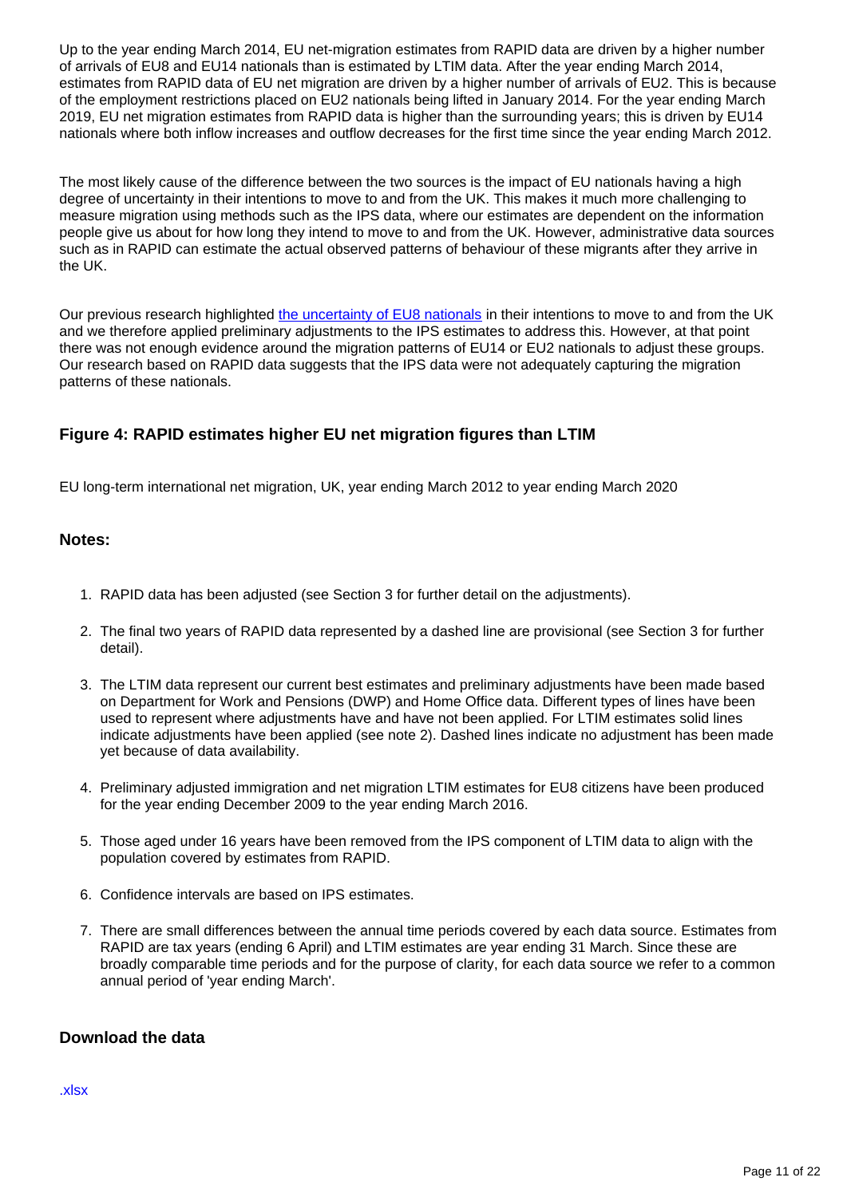Up to the year ending March 2014, EU net-migration estimates from RAPID data are driven by a higher number of arrivals of EU8 and EU14 nationals than is estimated by LTIM data. After the year ending March 2014, estimates from RAPID data of EU net migration are driven by a higher number of arrivals of EU2. This is because of the employment restrictions placed on EU2 nationals being lifted in January 2014. For the year ending March 2019, EU net migration estimates from RAPID data is higher than the surrounding years; this is driven by EU14 nationals where both inflow increases and outflow decreases for the first time since the year ending March 2012.

The most likely cause of the difference between the two sources is the impact of EU nationals having a high degree of uncertainty in their intentions to move to and from the UK. This makes it much more challenging to measure migration using methods such as the IPS data, where our estimates are dependent on the information people give us about for how long they intend to move to and from the UK. However, administrative data sources such as in RAPID can estimate the actual observed patterns of behaviour of these migrants after they arrive in the UK.

Our previous research highlighted the uncertainty of EU8 nationals in their intentions to move to and from the UK and we therefore applied preliminary adjustments to the IPS estimates to address this. However, at that point there was not enough evidence around the migration patterns of EU14 or EU2 nationals to adjust these groups. Our research based on RAPID data suggests that the IPS data were not adequately capturing the migration patterns of these nationals.

### Figure 4: RAPID estimates higher EU net migration figures than LTIM

EU long-term international net migration, UK, year ending March 2012 to year ending March 2020

#### Notes:

1. RAPID data has been adjusted (see Section 3 for further detail on the adjustments).
2. The final two years of RAPID data represented by a dashed line are provisional (see Section 3 for further detail).
3. The LTIM data represent our current best estimates and preliminary adjustments have been made based on Department for Work and Pensions (DWP) and Home Office data. Different types of lines have been used to represent where adjustments have and have not been applied. For LTIM estimates solid lines indicate adjustments have been applied (see note 2). Dashed lines indicate no adjustment has been made yet because of data availability.
4. Preliminary adjusted immigration and net migration LTIM estimates for EU8 citizens have been produced for the year ending December 2009 to the year ending March 2016.
5. Those aged under 16 years have been removed from the IPS component of LTIM data to align with the population covered by estimates from RAPID.
6. Confidence intervals are based on IPS estimates.
7. There are small differences between the annual time periods covered by each data source. Estimates from RAPID are tax years (ending 6 April) and LTIM estimates are year ending 31 March. Since these are broadly comparable time periods and for the purpose of clarity, for each data source we refer to a common annual period of 'year ending March'.

### Download the data

.xlsx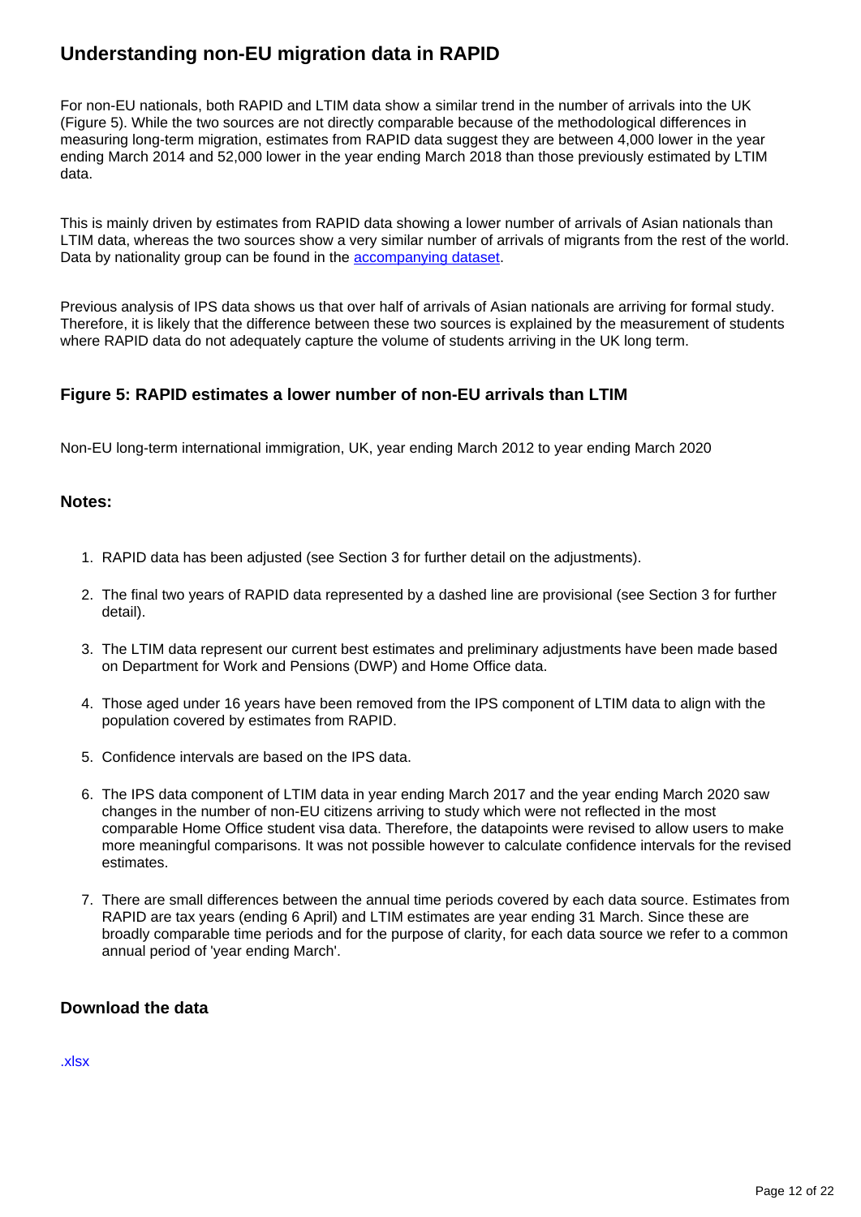## Understanding non-EU migration data in RAPID

For non-EU nationals, both RAPID and LTIM data show a similar trend in the number of arrivals into the UK (Figure 5). While the two sources are not directly comparable because of the methodological differences in measuring long-term migration, estimates from RAPID data suggest they are between 4,000 lower in the year ending March 2014 and 52,000 lower in the year ending March 2018 than those previously estimated by LTIM data.

This is mainly driven by estimates from RAPID data showing a lower number of arrivals of Asian nationals than LTIM data, whereas the two sources show a very similar number of arrivals of migrants from the rest of the world. Data by nationality group can be found in the [accompanying dataset](#).

Previous analysis of IPS data shows us that over half of arrivals of Asian nationals are arriving for formal study. Therefore, it is likely that the difference between these two sources is explained by the measurement of students where RAPID data do not adequately capture the volume of students arriving in the UK long term.

### Figure 5: RAPID estimates a lower number of non-EU arrivals than LTIM

Non-EU long-term international immigration, UK, year ending March 2012 to year ending March 2020

#### Notes:

1. RAPID data has been adjusted (see Section 3 for further detail on the adjustments).
2. The final two years of RAPID data represented by a dashed line are provisional (see Section 3 for further detail).
3. The LTIM data represent our current best estimates and preliminary adjustments have been made based on Department for Work and Pensions (DWP) and Home Office data.
4. Those aged under 16 years have been removed from the IPS component of LTIM data to align with the population covered by estimates from RAPID.
5. Confidence intervals are based on the IPS data.
6. The IPS data component of LTIM data in year ending March 2017 and the year ending March 2020 saw changes in the number of non-EU citizens arriving to study which were not reflected in the most comparable Home Office student visa data. Therefore, the datapoints were revised to allow users to make more meaningful comparisons. It was not possible however to calculate confidence intervals for the revised estimates.
7. There are small differences between the annual time periods covered by each data source. Estimates from RAPID are tax years (ending 6 April) and LTIM estimates are year ending 31 March. Since these are broadly comparable time periods and for the purpose of clarity, for each data source we refer to a common annual period of 'year ending March'.

### Download the data

.xlsx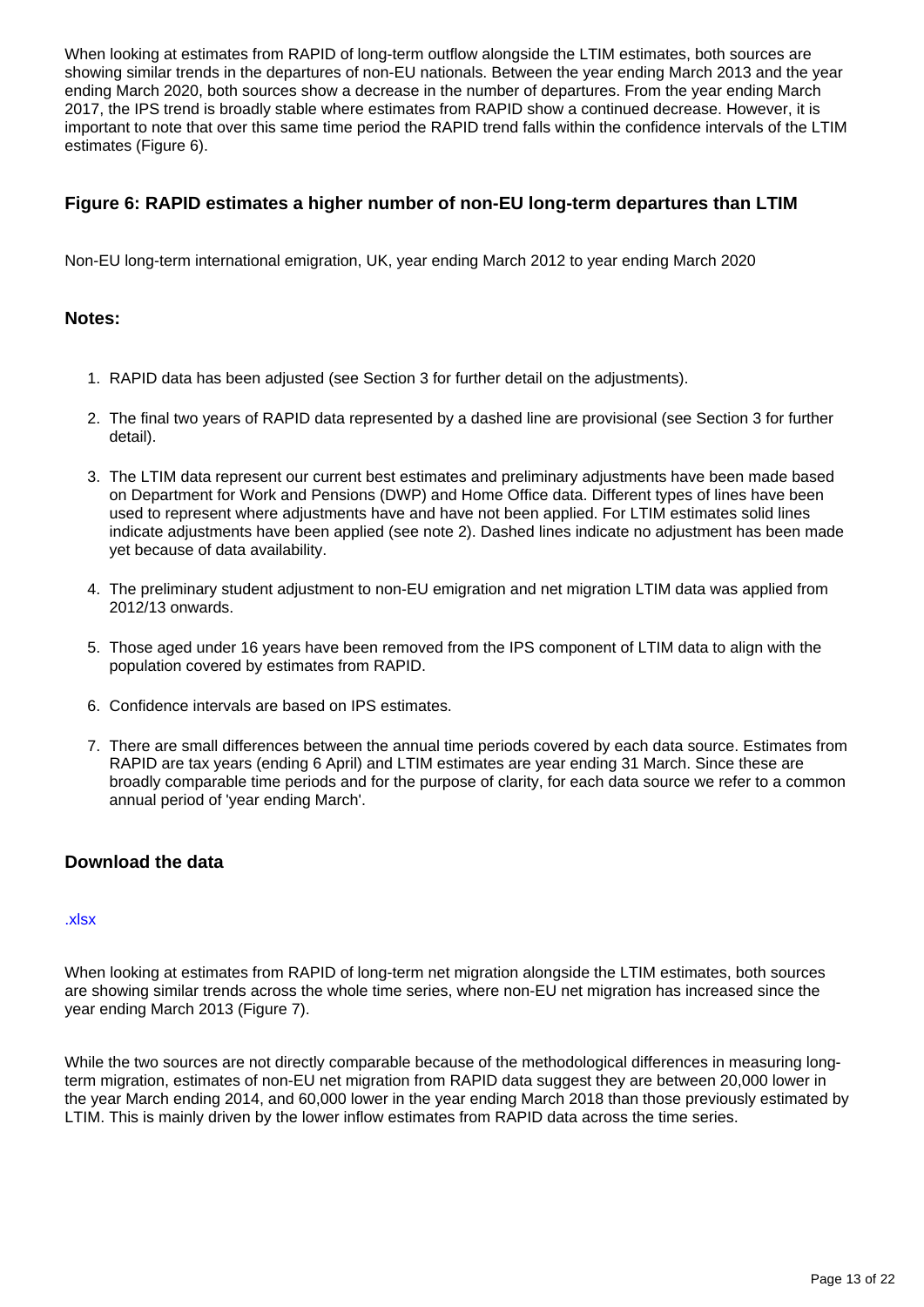When looking at estimates from RAPID of long-term outflow alongside the LTIM estimates, both sources are showing similar trends in the departures of non-EU nationals. Between the year ending March 2013 and the year ending March 2020, both sources show a decrease in the number of departures. From the year ending March 2017, the IPS trend is broadly stable where estimates from RAPID show a continued decrease. However, it is important to note that over this same time period the RAPID trend falls within the confidence intervals of the LTIM estimates (Figure 6).

### Figure 6: RAPID estimates a higher number of non-EU long-term departures than LTIM

Non-EU long-term international emigration, UK, year ending March 2012 to year ending March 2020

#### Notes:

1. RAPID data has been adjusted (see Section 3 for further detail on the adjustments).
2. The final two years of RAPID data represented by a dashed line are provisional (see Section 3 for further detail).
3. The LTIM data represent our current best estimates and preliminary adjustments have been made based on Department for Work and Pensions (DWP) and Home Office data. Different types of lines have been used to represent where adjustments have and have not been applied. For LTIM estimates solid lines indicate adjustments have been applied (see note 2). Dashed lines indicate no adjustment has been made yet because of data availability.
4. The preliminary student adjustment to non-EU emigration and net migration LTIM data was applied from 2012/13 onwards.
5. Those aged under 16 years have been removed from the IPS component of LTIM data to align with the population covered by estimates from RAPID.
6. Confidence intervals are based on IPS estimates.
7. There are small differences between the annual time periods covered by each data source. Estimates from RAPID are tax years (ending 6 April) and LTIM estimates are year ending 31 March. Since these are broadly comparable time periods and for the purpose of clarity, for each data source we refer to a common annual period of 'year ending March'.

#### Download the data

.xlsx

When looking at estimates from RAPID of long-term net migration alongside the LTIM estimates, both sources are showing similar trends across the whole time series, where non-EU net migration has increased since the year ending March 2013 (Figure 7).

While the two sources are not directly comparable because of the methodological differences in measuring long-term migration, estimates of non-EU net migration from RAPID data suggest they are between 20,000 lower in the year March ending 2014, and 60,000 lower in the year ending March 2018 than those previously estimated by LTIM. This is mainly driven by the lower inflow estimates from RAPID data across the time series.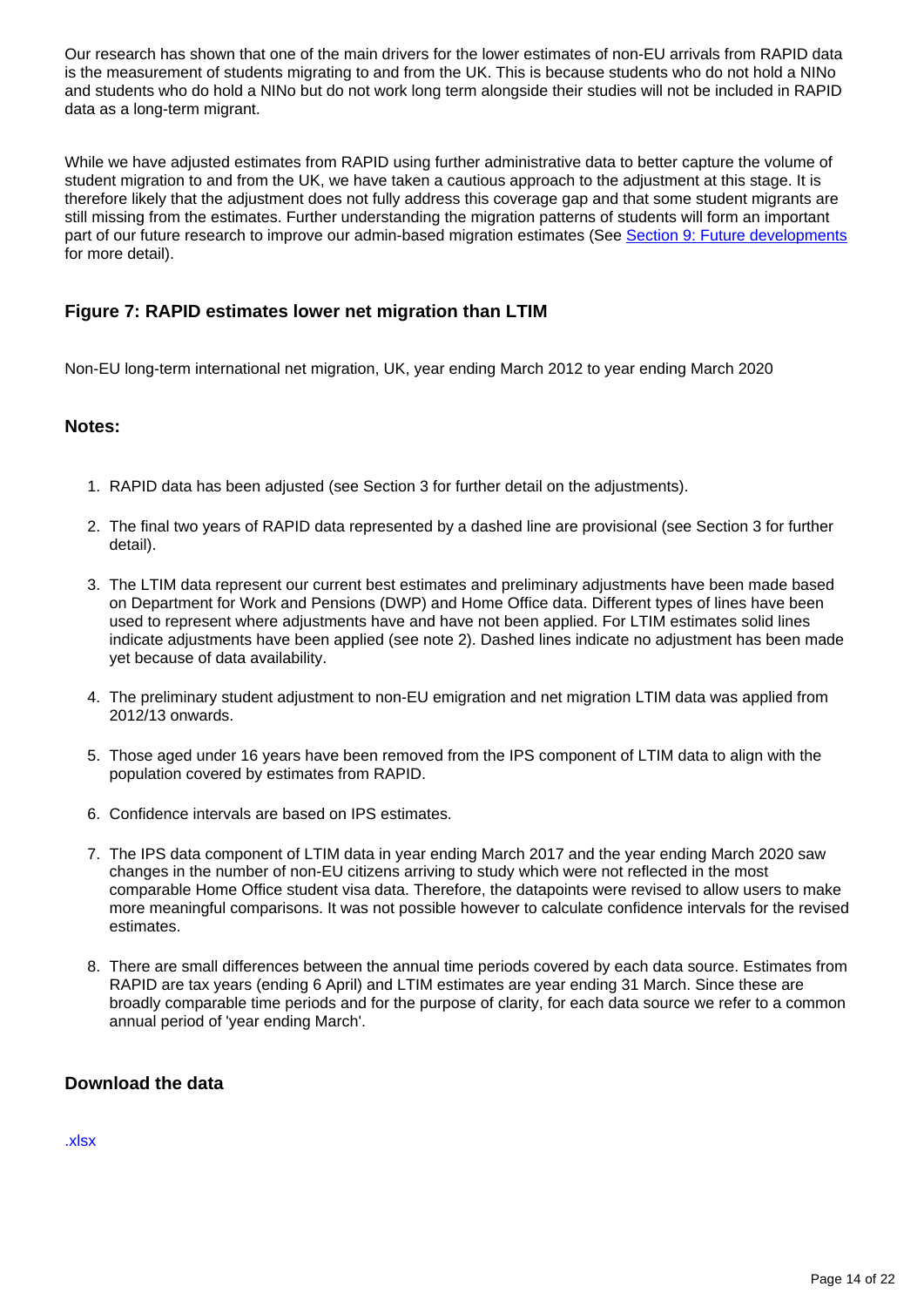Our research has shown that one of the main drivers for the lower estimates of non-EU arrivals from RAPID data is the measurement of students migrating to and from the UK. This is because students who do not hold a NINo and students who do hold a NINo but do not work long term alongside their studies will not be included in RAPID data as a long-term migrant.

While we have adjusted estimates from RAPID using further administrative data to better capture the volume of student migration to and from the UK, we have taken a cautious approach to the adjustment at this stage. It is therefore likely that the adjustment does not fully address this coverage gap and that some student migrants are still missing from the estimates. Further understanding the migration patterns of students will form an important part of our future research to improve our admin-based migration estimates (See [Section 9: Future developments]() for more detail).

### Figure 7: RAPID estimates lower net migration than LTIM

Non-EU long-term international net migration, UK, year ending March 2012 to year ending March 2020

#### Notes:

1. RAPID data has been adjusted (see Section 3 for further detail on the adjustments).
2. The final two years of RAPID data represented by a dashed line are provisional (see Section 3 for further detail).
3. The LTIM data represent our current best estimates and preliminary adjustments have been made based on Department for Work and Pensions (DWP) and Home Office data. Different types of lines have been used to represent where adjustments have and have not been applied. For LTIM estimates solid lines indicate adjustments have been applied (see note 2). Dashed lines indicate no adjustment has been made yet because of data availability.
4. The preliminary student adjustment to non-EU emigration and net migration LTIM data was applied from 2012/13 onwards.
5. Those aged under 16 years have been removed from the IPS component of LTIM data to align with the population covered by estimates from RAPID.
6. Confidence intervals are based on IPS estimates.
7. The IPS data component of LTIM data in year ending March 2017 and the year ending March 2020 saw changes in the number of non-EU citizens arriving to study which were not reflected in the most comparable Home Office student visa data. Therefore, the datapoints were revised to allow users to make more meaningful comparisons. It was not possible however to calculate confidence intervals for the revised estimates.
8. There are small differences between the annual time periods covered by each data source. Estimates from RAPID are tax years (ending 6 April) and LTIM estimates are year ending 31 March. Since these are broadly comparable time periods and for the purpose of clarity, for each data source we refer to a common annual period of 'year ending March'.

### Download the data

[.xlsx]()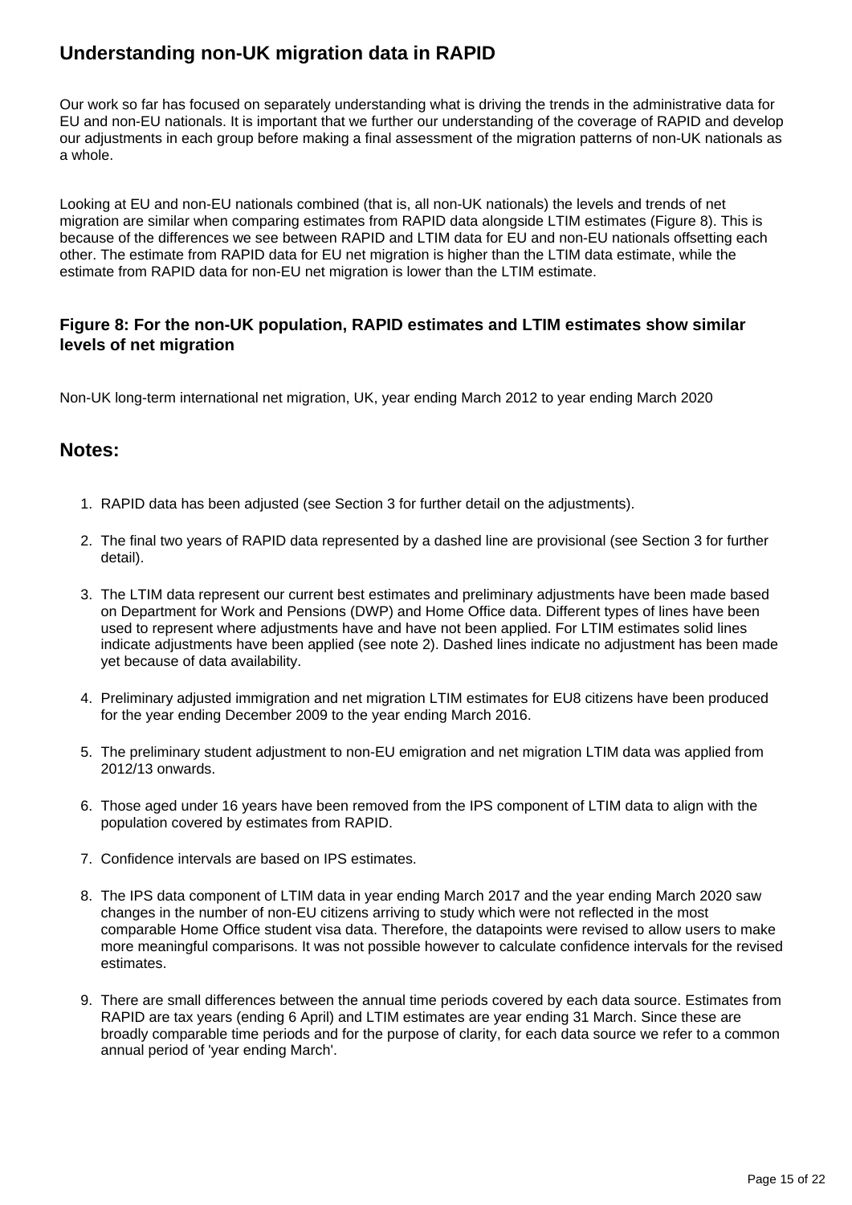## Understanding non-UK migration data in RAPID

Our work so far has focused on separately understanding what is driving the trends in the administrative data for EU and non-EU nationals. It is important that we further our understanding of the coverage of RAPID and develop our adjustments in each group before making a final assessment of the migration patterns of non-UK nationals as a whole.

Looking at EU and non-EU nationals combined (that is, all non-UK nationals) the levels and trends of net migration are similar when comparing estimates from RAPID data alongside LTIM estimates (Figure 8). This is because of the differences we see between RAPID and LTIM data for EU and non-EU nationals offsetting each other. The estimate from RAPID data for EU net migration is higher than the LTIM data estimate, while the estimate from RAPID data for non-EU net migration is lower than the LTIM estimate.

### Figure 8: For the non-UK population, RAPID estimates and LTIM estimates show similar levels of net migration

Non-UK long-term international net migration, UK, year ending March 2012 to year ending March 2020

## Notes:

1. RAPID data has been adjusted (see Section 3 for further detail on the adjustments).
2. The final two years of RAPID data represented by a dashed line are provisional (see Section 3 for further detail).
3. The LTIM data represent our current best estimates and preliminary adjustments have been made based on Department for Work and Pensions (DWP) and Home Office data. Different types of lines have been used to represent where adjustments have and have not been applied. For LTIM estimates solid lines indicate adjustments have been applied (see note 2). Dashed lines indicate no adjustment has been made yet because of data availability.
4. Preliminary adjusted immigration and net migration LTIM estimates for EU8 citizens have been produced for the year ending December 2009 to the year ending March 2016.
5. The preliminary student adjustment to non-EU emigration and net migration LTIM data was applied from 2012/13 onwards.
6. Those aged under 16 years have been removed from the IPS component of LTIM data to align with the population covered by estimates from RAPID.
7. Confidence intervals are based on IPS estimates.
8. The IPS data component of LTIM data in year ending March 2017 and the year ending March 2020 saw changes in the number of non-EU citizens arriving to study which were not reflected in the most comparable Home Office student visa data. Therefore, the datapoints were revised to allow users to make more meaningful comparisons. It was not possible however to calculate confidence intervals for the revised estimates.
9. There are small differences between the annual time periods covered by each data source. Estimates from RAPID are tax years (ending 6 April) and LTIM estimates are year ending 31 March. Since these are broadly comparable time periods and for the purpose of clarity, for each data source we refer to a common annual period of 'year ending March'.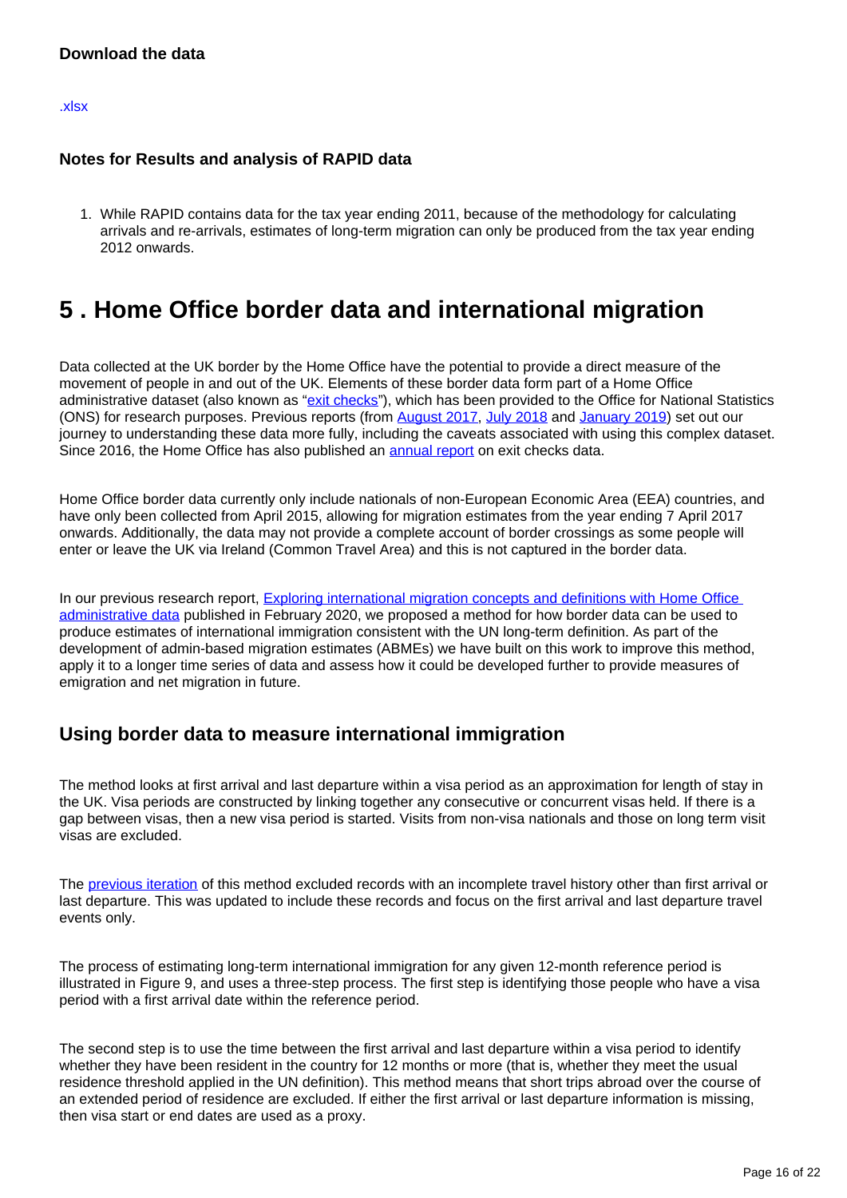#### Download the data

.xlsx

#### Notes for Results and analysis of RAPID data

1. While RAPID contains data for the tax year ending 2011, because of the methodology for calculating arrivals and re-arrivals, estimates of long-term migration can only be produced from the tax year ending 2012 onwards.

# 5 . Home Office border data and international migration

Data collected at the UK border by the Home Office have the potential to provide a direct measure of the movement of people in and out of the UK. Elements of these border data form part of a Home Office administrative dataset (also known as "exit checks"), which has been provided to the Office for National Statistics (ONS) for research purposes. Previous reports (from August 2017, July 2018 and January 2019) set out our journey to understanding these data more fully, including the caveats associated with using this complex dataset. Since 2016, the Home Office has also published an annual report on exit checks data.

Home Office border data currently only include nationals of non-European Economic Area (EEA) countries, and have only been collected from April 2015, allowing for migration estimates from the year ending 7 April 2017 onwards. Additionally, the data may not provide a complete account of border crossings as some people will enter or leave the UK via Ireland (Common Travel Area) and this is not captured in the border data.

In our previous research report, Exploring international migration concepts and definitions with Home Office administrative data published in February 2020, we proposed a method for how border data can be used to produce estimates of international immigration consistent with the UN long-term definition. As part of the development of admin-based migration estimates (ABMEs) we have built on this work to improve this method, apply it to a longer time series of data and assess how it could be developed further to provide measures of emigration and net migration in future.

## Using border data to measure international immigration

The method looks at first arrival and last departure within a visa period as an approximation for length of stay in the UK. Visa periods are constructed by linking together any consecutive or concurrent visas held. If there is a gap between visas, then a new visa period is started. Visits from non-visa nationals and those on long term visit visas are excluded.

The previous iteration of this method excluded records with an incomplete travel history other than first arrival or last departure. This was updated to include these records and focus on the first arrival and last departure travel events only.

The process of estimating long-term international immigration for any given 12-month reference period is illustrated in Figure 9, and uses a three-step process. The first step is identifying those people who have a visa period with a first arrival date within the reference period.

The second step is to use the time between the first arrival and last departure within a visa period to identify whether they have been resident in the country for 12 months or more (that is, whether they meet the usual residence threshold applied in the UN definition). This method means that short trips abroad over the course of an extended period of residence are excluded. If either the first arrival or last departure information is missing, then visa start or end dates are used as a proxy.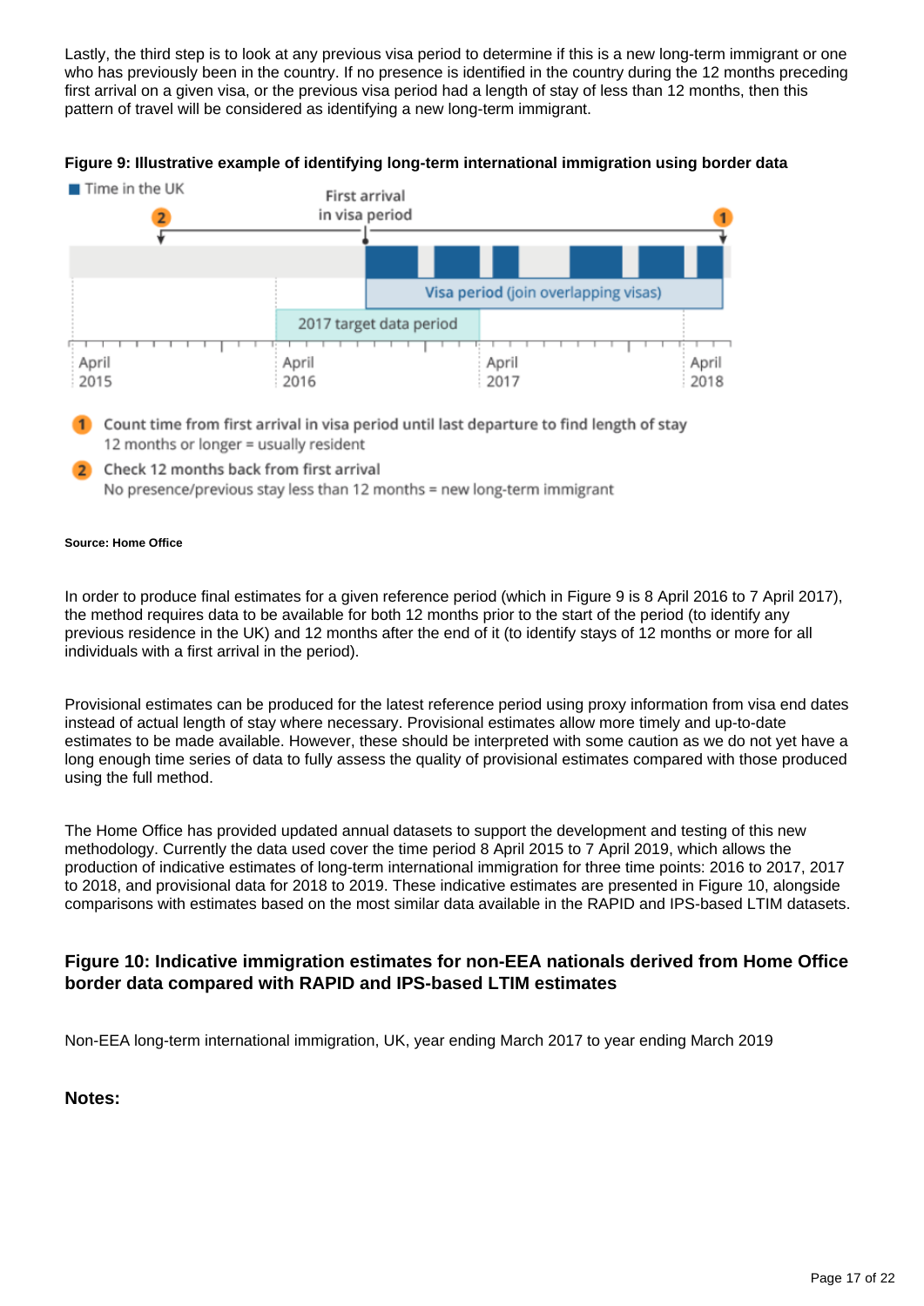Lastly, the third step is to look at any previous visa period to determine if this is a new long-term immigrant or one who has previously been in the country. If no presence is identified in the country during the 12 months preceding first arrival on a given visa, or the previous visa period had a length of stay of less than 12 months, then this pattern of travel will be considered as identifying a new long-term immigrant.

**Figure 9: Illustrative example of identifying long-term international immigration using border data**

Time in the UK

First arrival in visa period

Visa period (join overlapping visas)

2017 target data period

April 2015 | April 2016 | April 2017 | April 2018

1. Count time from first arrival in visa period until last departure to find length of stay
   12 months or longer = usually resident
2. Check 12 months back from first arrival
   No presence/previous stay less than 12 months = new long-term immigrant

**Source: Home Office**

In order to produce final estimates for a given reference period (which in Figure 9 is 8 April 2016 to 7 April 2017), the method requires data to be available for both 12 months prior to the start of the period (to identify any previous residence in the UK) and 12 months after the end of it (to identify stays of 12 months or more for all individuals with a first arrival in the period).

Provisional estimates can be produced for the latest reference period using proxy information from visa end dates instead of actual length of stay where necessary. Provisional estimates allow more timely and up-to-date estimates to be made available. However, these should be interpreted with some caution as we do not yet have a long enough time series of data to fully assess the quality of provisional estimates compared with those produced using the full method.

The Home Office has provided updated annual datasets to support the development and testing of this new methodology. Currently the data used cover the time period 8 April 2015 to 7 April 2019, which allows the production of indicative estimates of long-term international immigration for three time points: 2016 to 2017, 2017 to 2018, and provisional data for 2018 to 2019. These indicative estimates are presented in Figure 10, alongside comparisons with estimates based on the most similar data available in the RAPID and IPS-based LTIM datasets.

### Figure 10: Indicative immigration estimates for non-EEA nationals derived from Home Office border data compared with RAPID and IPS-based LTIM estimates

Non-EEA long-term international immigration, UK, year ending March 2017 to year ending March 2019

**Notes:**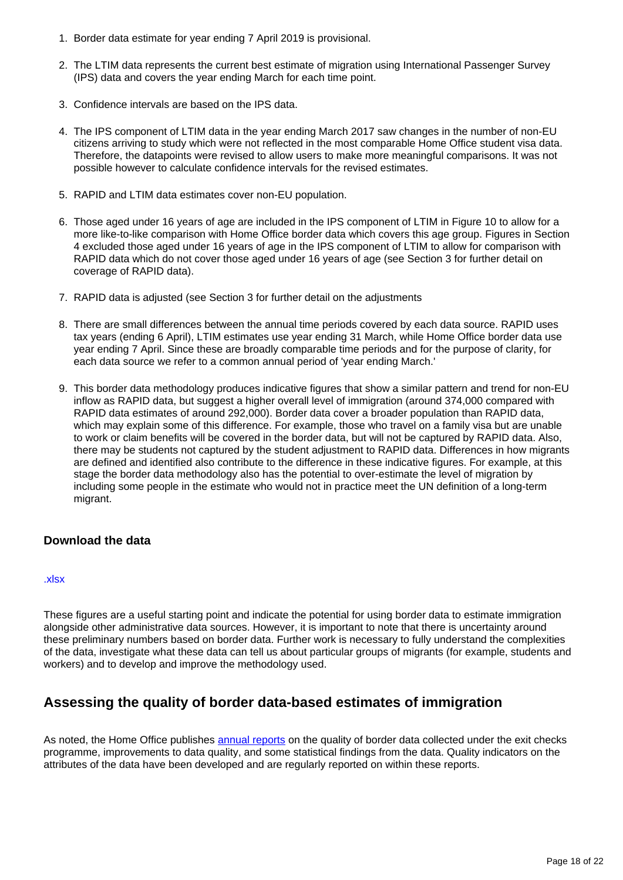1. Border data estimate for year ending 7 April 2019 is provisional.

2. The LTIM data represents the current best estimate of migration using International Passenger Survey (IPS) data and covers the year ending March for each time point.

3. Confidence intervals are based on the IPS data.

4. The IPS component of LTIM data in the year ending March 2017 saw changes in the number of non-EU citizens arriving to study which were not reflected in the most comparable Home Office student visa data. Therefore, the datapoints were revised to allow users to make more meaningful comparisons. It was not possible however to calculate confidence intervals for the revised estimates.

5. RAPID and LTIM data estimates cover non-EU population.

6. Those aged under 16 years of age are included in the IPS component of LTIM in Figure 10 to allow for a more like-to-like comparison with Home Office border data which covers this age group. Figures in Section 4 excluded those aged under 16 years of age in the IPS component of LTIM to allow for comparison with RAPID data which do not cover those aged under 16 years of age (see Section 3 for further detail on coverage of RAPID data).

7. RAPID data is adjusted (see Section 3 for further detail on the adjustments

8. There are small differences between the annual time periods covered by each data source. RAPID uses tax years (ending 6 April), LTIM estimates use year ending 31 March, while Home Office border data use year ending 7 April. Since these are broadly comparable time periods and for the purpose of clarity, for each data source we refer to a common annual period of 'year ending March.'

9. This border data methodology produces indicative figures that show a similar pattern and trend for non-EU inflow as RAPID data, but suggest a higher overall level of immigration (around 374,000 compared with RAPID data estimates of around 292,000). Border data cover a broader population than RAPID data, which may explain some of this difference. For example, those who travel on a family visa but are unable to work or claim benefits will be covered in the border data, but will not be captured by RAPID data. Also, there may be students not captured by the student adjustment to RAPID data. Differences in how migrants are defined and identified also contribute to the difference in these indicative figures. For example, at this stage the border data methodology also has the potential to over-estimate the level of migration by including some people in the estimate who would not in practice meet the UN definition of a long-term migrant.

### Download the data

.xlsx

These figures are a useful starting point and indicate the potential for using border data to estimate immigration alongside other administrative data sources. However, it is important to note that there is uncertainty around these preliminary numbers based on border data. Further work is necessary to fully understand the complexities of the data, investigate what these data can tell us about particular groups of migrants (for example, students and workers) and to develop and improve the methodology used.

## Assessing the quality of border data-based estimates of immigration

As noted, the Home Office publishes annual reports on the quality of border data collected under the exit checks programme, improvements to data quality, and some statistical findings from the data. Quality indicators on the attributes of the data have been developed and are regularly reported on within these reports.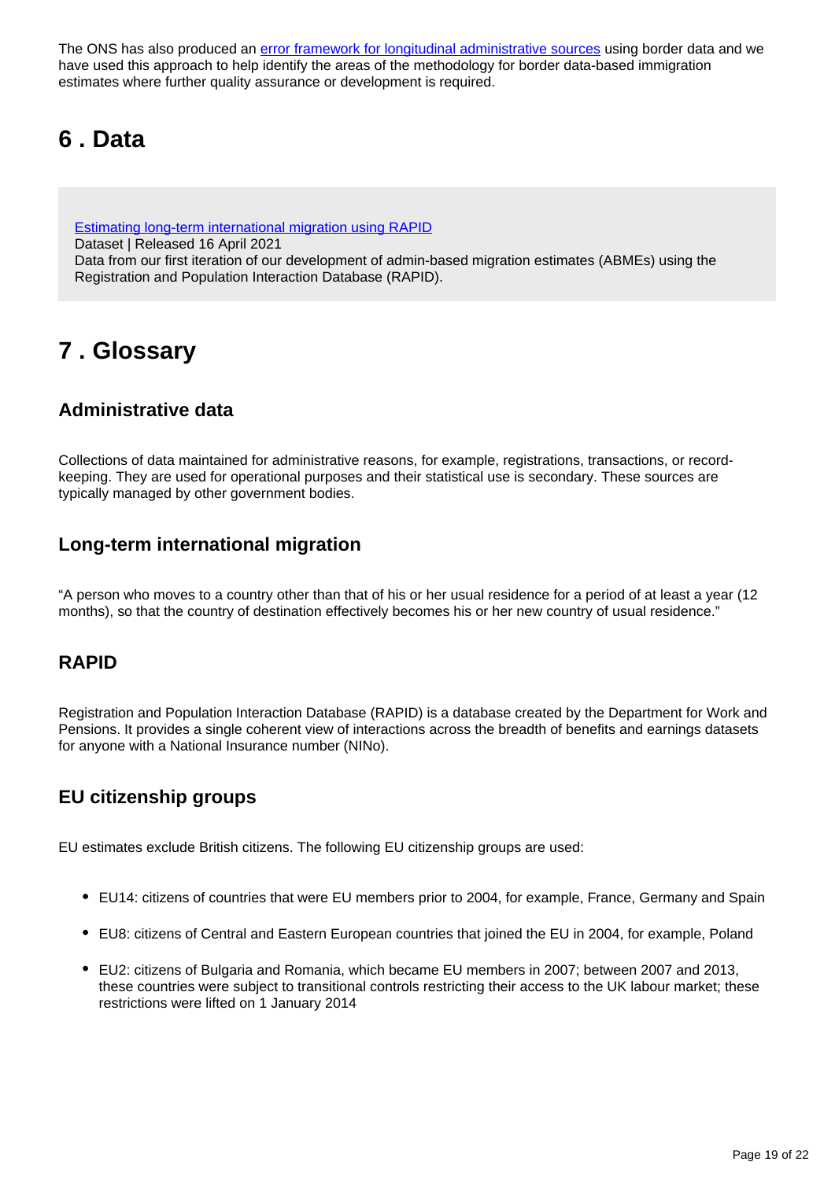The ONS has also produced an [error framework for longitudinal administrative sources](#) using border data and we have used this approach to help identify the areas of the methodology for border data-based immigration estimates where further quality assurance or development is required.

## 6 . Data

[Estimating long-term international migration using RAPID](#)
Dataset | Released 16 April 2021
Data from our first iteration of our development of admin-based migration estimates (ABMEs) using the Registration and Population Interaction Database (RAPID).

## 7 . Glossary

### Administrative data

Collections of data maintained for administrative reasons, for example, registrations, transactions, or record-keeping. They are used for operational purposes and their statistical use is secondary. These sources are typically managed by other government bodies.

### Long-term international migration

"A person who moves to a country other than that of his or her usual residence for a period of at least a year (12 months), so that the country of destination effectively becomes his or her new country of usual residence."

### RAPID

Registration and Population Interaction Database (RAPID) is a database created by the Department for Work and Pensions. It provides a single coherent view of interactions across the breadth of benefits and earnings datasets for anyone with a National Insurance number (NINo).

### EU citizenship groups

EU estimates exclude British citizens. The following EU citizenship groups are used:

- EU14: citizens of countries that were EU members prior to 2004, for example, France, Germany and Spain
- EU8: citizens of Central and Eastern European countries that joined the EU in 2004, for example, Poland
- EU2: citizens of Bulgaria and Romania, which became EU members in 2007; between 2007 and 2013, these countries were subject to transitional controls restricting their access to the UK labour market; these restrictions were lifted on 1 January 2014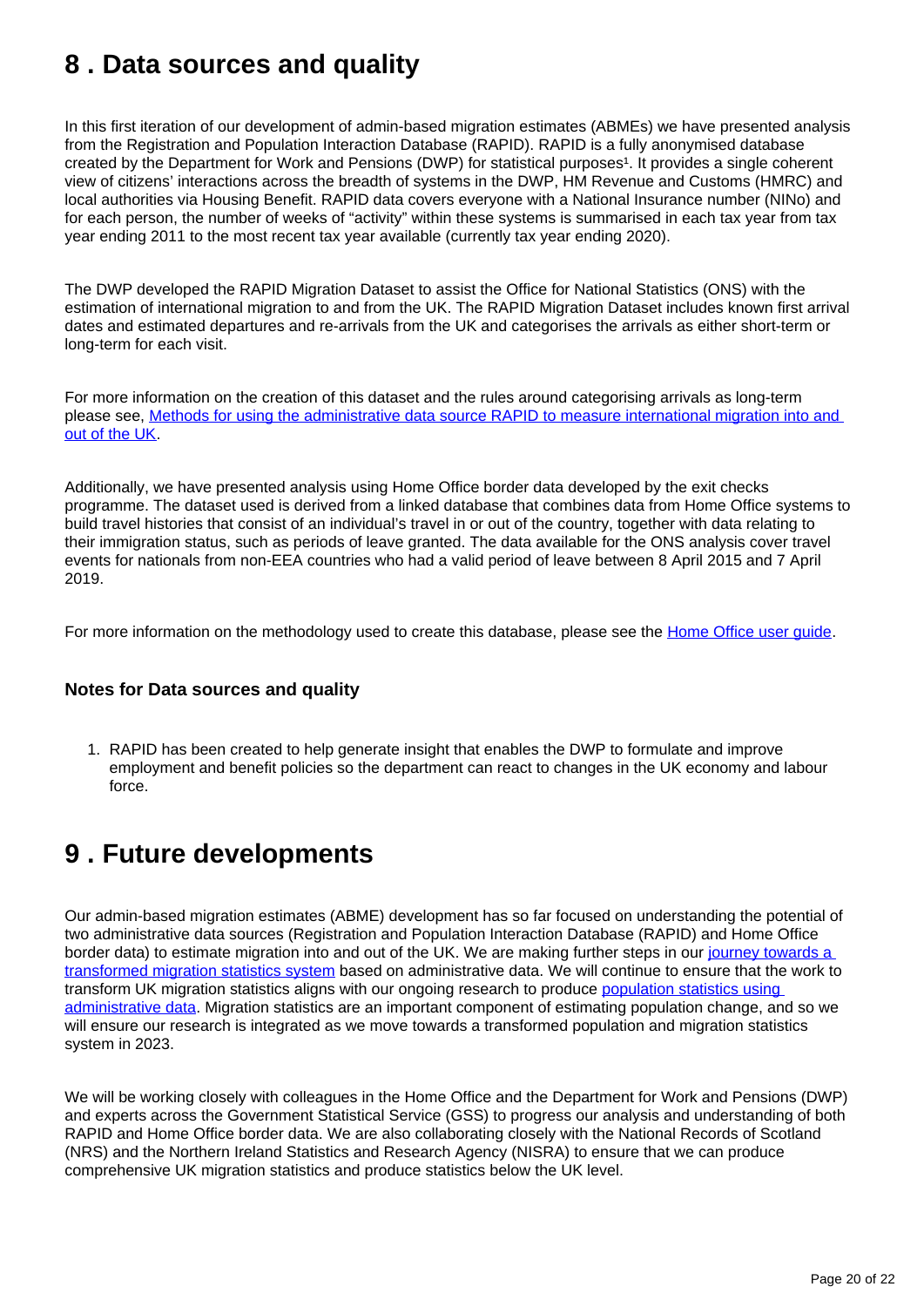# 8 . Data sources and quality

In this first iteration of our development of admin-based migration estimates (ABMEs) we have presented analysis from the Registration and Population Interaction Database (RAPID). RAPID is a fully anonymised database created by the Department for Work and Pensions (DWP) for statistical purposes[1]. It provides a single coherent view of citizens' interactions across the breadth of systems in the DWP, HM Revenue and Customs (HMRC) and local authorities via Housing Benefit. RAPID data covers everyone with a National Insurance number (NINo) and for each person, the number of weeks of "activity" within these systems is summarised in each tax year from tax year ending 2011 to the most recent tax year available (currently tax year ending 2020).

The DWP developed the RAPID Migration Dataset to assist the Office for National Statistics (ONS) with the estimation of international migration to and from the UK. The RAPID Migration Dataset includes known first arrival dates and estimated departures and re-arrivals from the UK and categorises the arrivals as either short-term or long-term for each visit.

For more information on the creation of this dataset and the rules around categorising arrivals as long-term please see, Methods for using the administrative data source RAPID to measure international migration into and out of the UK.

Additionally, we have presented analysis using Home Office border data developed by the exit checks programme. The dataset used is derived from a linked database that combines data from Home Office systems to build travel histories that consist of an individual's travel in or out of the country, together with data relating to their immigration status, such as periods of leave granted. The data available for the ONS analysis cover travel events for nationals from non-EEA countries who had a valid period of leave between 8 April 2015 and 7 April 2019.

For more information on the methodology used to create this database, please see the Home Office user guide.

### Notes for Data sources and quality

1. RAPID has been created to help generate insight that enables the DWP to formulate and improve employment and benefit policies so the department can react to changes in the UK economy and labour force.

# 9 . Future developments

Our admin-based migration estimates (ABME) development has so far focused on understanding the potential of two administrative data sources (Registration and Population Interaction Database (RAPID) and Home Office border data) to estimate migration into and out of the UK. We are making further steps in our journey towards a transformed migration statistics system based on administrative data. We will continue to ensure that the work to transform UK migration statistics aligns with our ongoing research to produce population statistics using administrative data. Migration statistics are an important component of estimating population change, and so we will ensure our research is integrated as we move towards a transformed population and migration statistics system in 2023.

We will be working closely with colleagues in the Home Office and the Department for Work and Pensions (DWP) and experts across the Government Statistical Service (GSS) to progress our analysis and understanding of both RAPID and Home Office border data. We are also collaborating closely with the National Records of Scotland (NRS) and the Northern Ireland Statistics and Research Agency (NISRA) to ensure that we can produce comprehensive UK migration statistics and produce statistics below the UK level.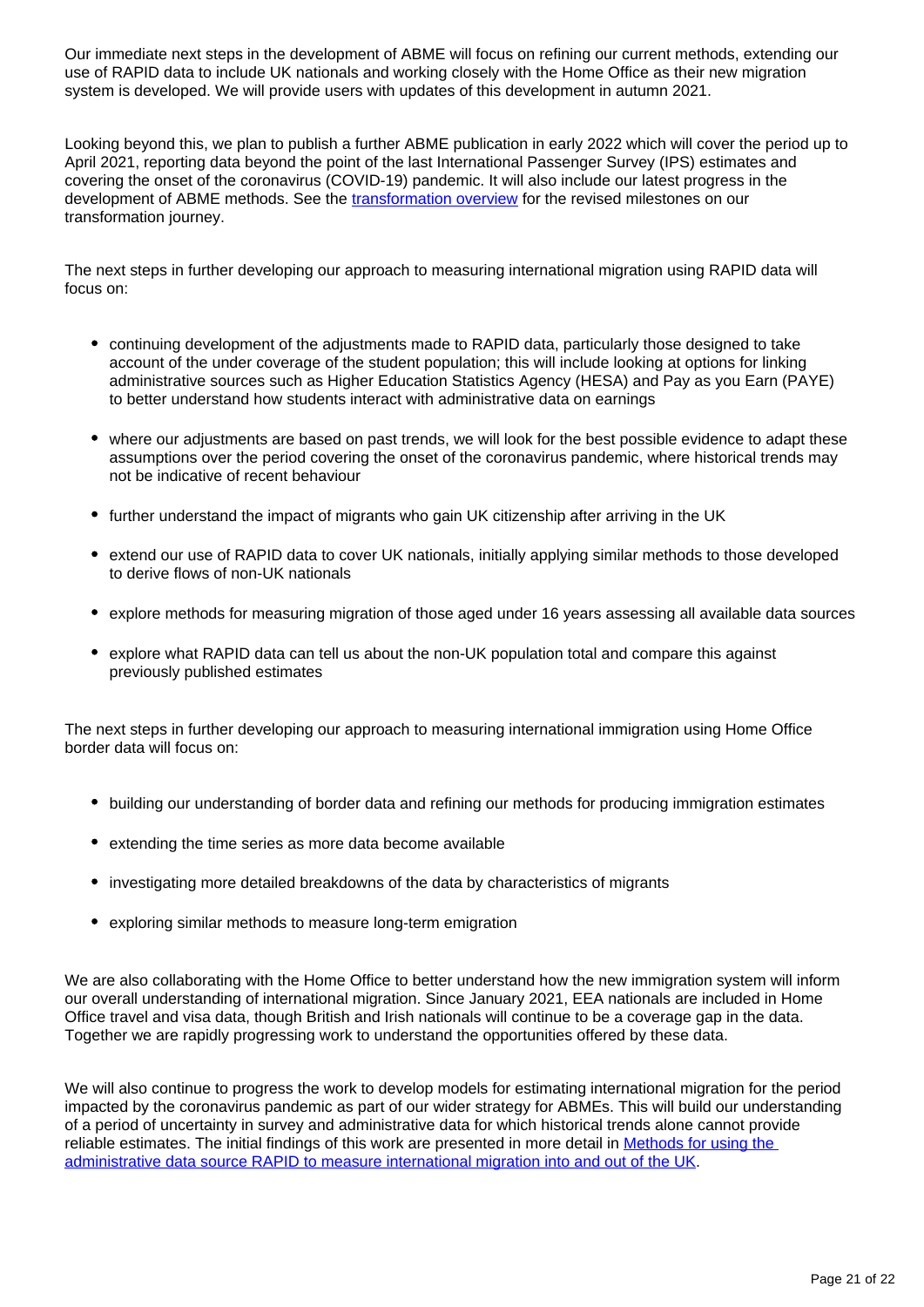Our immediate next steps in the development of ABME will focus on refining our current methods, extending our use of RAPID data to include UK nationals and working closely with the Home Office as their new migration system is developed. We will provide users with updates of this development in autumn 2021.

Looking beyond this, we plan to publish a further ABME publication in early 2022 which will cover the period up to April 2021, reporting data beyond the point of the last International Passenger Survey (IPS) estimates and covering the onset of the coronavirus (COVID-19) pandemic. It will also include our latest progress in the development of ABME methods. See the [transformation overview](#) for the revised milestones on our transformation journey.

The next steps in further developing our approach to measuring international migration using RAPID data will focus on:

- continuing development of the adjustments made to RAPID data, particularly those designed to take account of the under coverage of the student population; this will include looking at options for linking administrative sources such as Higher Education Statistics Agency (HESA) and Pay as you Earn (PAYE) to better understand how students interact with administrative data on earnings
- where our adjustments are based on past trends, we will look for the best possible evidence to adapt these assumptions over the period covering the onset of the coronavirus pandemic, where historical trends may not be indicative of recent behaviour
- further understand the impact of migrants who gain UK citizenship after arriving in the UK
- extend our use of RAPID data to cover UK nationals, initially applying similar methods to those developed to derive flows of non-UK nationals
- explore methods for measuring migration of those aged under 16 years assessing all available data sources
- explore what RAPID data can tell us about the non-UK population total and compare this against previously published estimates

The next steps in further developing our approach to measuring international immigration using Home Office border data will focus on:

- building our understanding of border data and refining our methods for producing immigration estimates
- extending the time series as more data become available
- investigating more detailed breakdowns of the data by characteristics of migrants
- exploring similar methods to measure long-term emigration

We are also collaborating with the Home Office to better understand how the new immigration system will inform our overall understanding of international migration. Since January 2021, EEA nationals are included in Home Office travel and visa data, though British and Irish nationals will continue to be a coverage gap in the data. Together we are rapidly progressing work to understand the opportunities offered by these data.

We will also continue to progress the work to develop models for estimating international migration for the period impacted by the coronavirus pandemic as part of our wider strategy for ABMEs. This will build our understanding of a period of uncertainty in survey and administrative data for which historical trends alone cannot provide reliable estimates. The initial findings of this work are presented in more detail in [Methods for using the administrative data source RAPID to measure international migration into and out of the UK](#).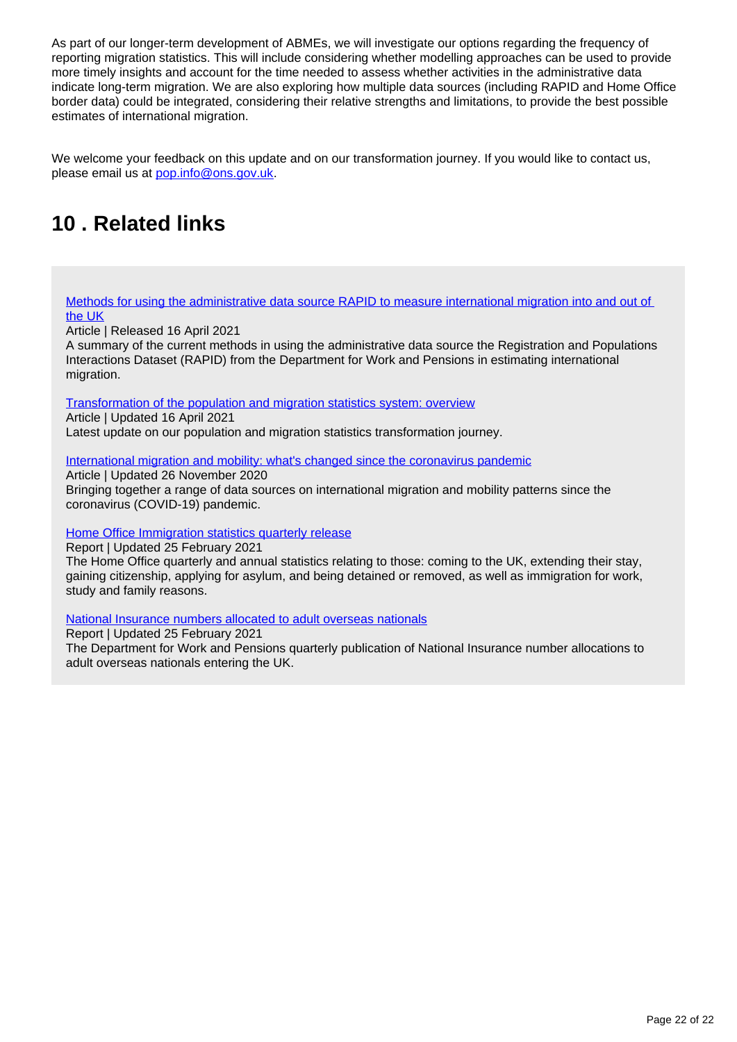As part of our longer-term development of ABMEs, we will investigate our options regarding the frequency of reporting migration statistics. This will include considering whether modelling approaches can be used to provide more timely insights and account for the time needed to assess whether activities in the administrative data indicate long-term migration. We are also exploring how multiple data sources (including RAPID and Home Office border data) could be integrated, considering their relative strengths and limitations, to provide the best possible estimates of international migration.

We welcome your feedback on this update and on our transformation journey. If you would like to contact us, please email us at pop.info@ons.gov.uk.

## 10 . Related links

[Methods for using the administrative data source RAPID to measure international migration into and out of the UK](#)
Article | Released 16 April 2021
A summary of the current methods in using the administrative data source the Registration and Populations Interactions Dataset (RAPID) from the Department for Work and Pensions in estimating international migration.

[Transformation of the population and migration statistics system: overview](#)
Article | Updated 16 April 2021
Latest update on our population and migration statistics transformation journey.

[International migration and mobility: what's changed since the coronavirus pandemic](#)
Article | Updated 26 November 2020
Bringing together a range of data sources on international migration and mobility patterns since the coronavirus (COVID-19) pandemic.

[Home Office Immigration statistics quarterly release](#)
Report | Updated 25 February 2021
The Home Office quarterly and annual statistics relating to those: coming to the UK, extending their stay, gaining citizenship, applying for asylum, and being detained or removed, as well as immigration for work, study and family reasons.

[National Insurance numbers allocated to adult overseas nationals](#)
Report | Updated 25 February 2021
The Department for Work and Pensions quarterly publication of National Insurance number allocations to adult overseas nationals entering the UK.